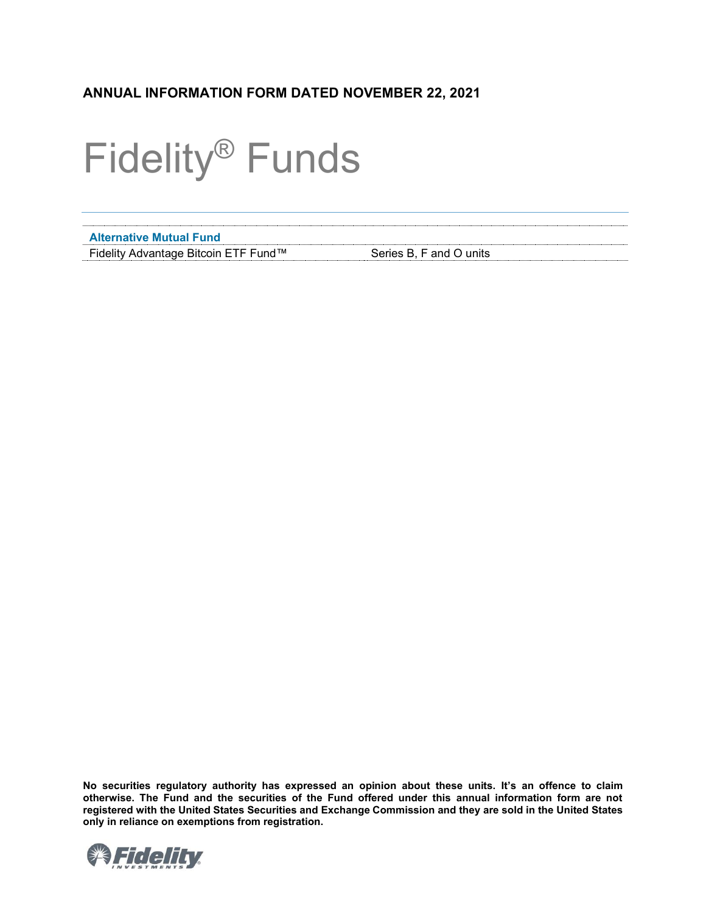**ANNUAL INFORMATION FORM DATED NOVEMBER 22, 2021**

# Fidelity® Funds

| **Alternative Mutual Fund** | |
|---|---|
| Fidelity Advantage Bitcoin ETF Fund™ | Series B, F and O units |

**No securities regulatory authority has expressed an opinion about these units. It's an offence to claim otherwise. The Fund and the securities of the Fund offered under this annual information form are not registered with the United States Securities and Exchange Commission and they are sold in the United States only in reliance on exemptions from registration.**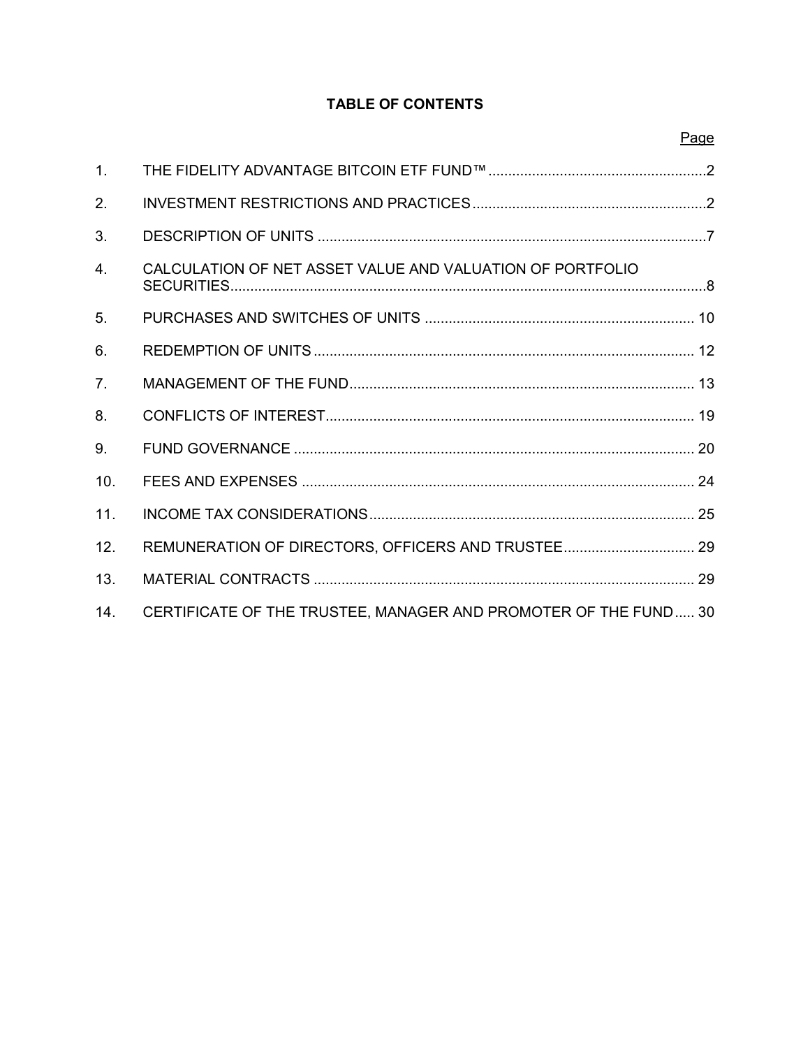# TABLE OF CONTENTS

| | | Page |
|---|---|---|
| 1. | THE FIDELITY ADVANTAGE BITCOIN ETF FUND™ | 2 |
| 2. | INVESTMENT RESTRICTIONS AND PRACTICES | 2 |
| 3. | DESCRIPTION OF UNITS | 7 |
| 4. | CALCULATION OF NET ASSET VALUE AND VALUATION OF PORTFOLIO SECURITIES | 8 |
| 5. | PURCHASES AND SWITCHES OF UNITS | 10 |
| 6. | REDEMPTION OF UNITS | 12 |
| 7. | MANAGEMENT OF THE FUND | 13 |
| 8. | CONFLICTS OF INTEREST | 19 |
| 9. | FUND GOVERNANCE | 20 |
| 10. | FEES AND EXPENSES | 24 |
| 11. | INCOME TAX CONSIDERATIONS | 25 |
| 12. | REMUNERATION OF DIRECTORS, OFFICERS AND TRUSTEE | 29 |
| 13. | MATERIAL CONTRACTS | 29 |
| 14. | CERTIFICATE OF THE TRUSTEE, MANAGER AND PROMOTER OF THE FUND | 30 |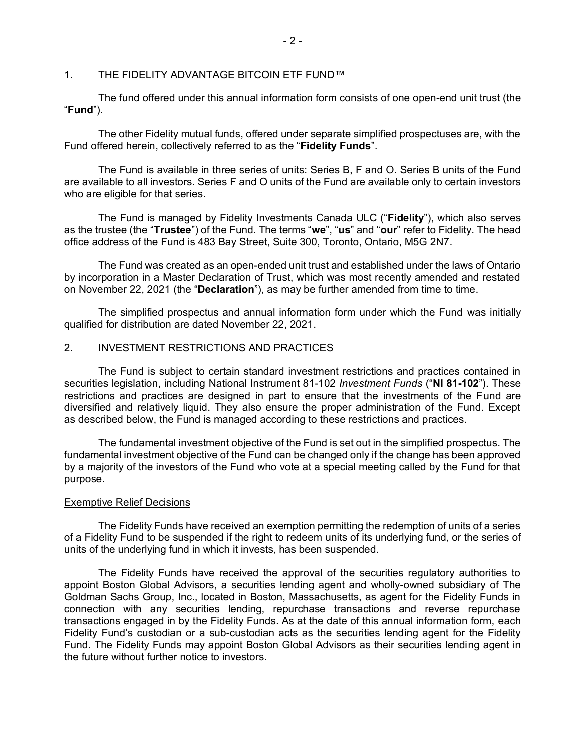## 1. THE FIDELITY ADVANTAGE BITCOIN ETF FUND™

The fund offered under this annual information form consists of one open-end unit trust (the "**Fund**").

The other Fidelity mutual funds, offered under separate simplified prospectuses are, with the Fund offered herein, collectively referred to as the "**Fidelity Funds**".

The Fund is available in three series of units: Series B, F and O. Series B units of the Fund are available to all investors. Series F and O units of the Fund are available only to certain investors who are eligible for that series.

The Fund is managed by Fidelity Investments Canada ULC ("**Fidelity**"), which also serves as the trustee (the "**Trustee**") of the Fund. The terms "**we**", "**us**" and "**our**" refer to Fidelity. The head office address of the Fund is 483 Bay Street, Suite 300, Toronto, Ontario, M5G 2N7.

The Fund was created as an open-ended unit trust and established under the laws of Ontario by incorporation in a Master Declaration of Trust, which was most recently amended and restated on November 22, 2021 (the "**Declaration**"), as may be further amended from time to time.

The simplified prospectus and annual information form under which the Fund was initially qualified for distribution are dated November 22, 2021.

## 2. INVESTMENT RESTRICTIONS AND PRACTICES

The Fund is subject to certain standard investment restrictions and practices contained in securities legislation, including National Instrument 81-102 *Investment Funds* ("**NI 81-102**"). These restrictions and practices are designed in part to ensure that the investments of the Fund are diversified and relatively liquid. They also ensure the proper administration of the Fund. Except as described below, the Fund is managed according to these restrictions and practices.

The fundamental investment objective of the Fund is set out in the simplified prospectus. The fundamental investment objective of the Fund can be changed only if the change has been approved by a majority of the investors of the Fund who vote at a special meeting called by the Fund for that purpose.

### Exemptive Relief Decisions

The Fidelity Funds have received an exemption permitting the redemption of units of a series of a Fidelity Fund to be suspended if the right to redeem units of its underlying fund, or the series of units of the underlying fund in which it invests, has been suspended.

The Fidelity Funds have received the approval of the securities regulatory authorities to appoint Boston Global Advisors, a securities lending agent and wholly-owned subsidiary of The Goldman Sachs Group, Inc., located in Boston, Massachusetts, as agent for the Fidelity Funds in connection with any securities lending, repurchase transactions and reverse repurchase transactions engaged in by the Fidelity Funds. As at the date of this annual information form, each Fidelity Fund's custodian or a sub-custodian acts as the securities lending agent for the Fidelity Fund. The Fidelity Funds may appoint Boston Global Advisors as their securities lending agent in the future without further notice to investors.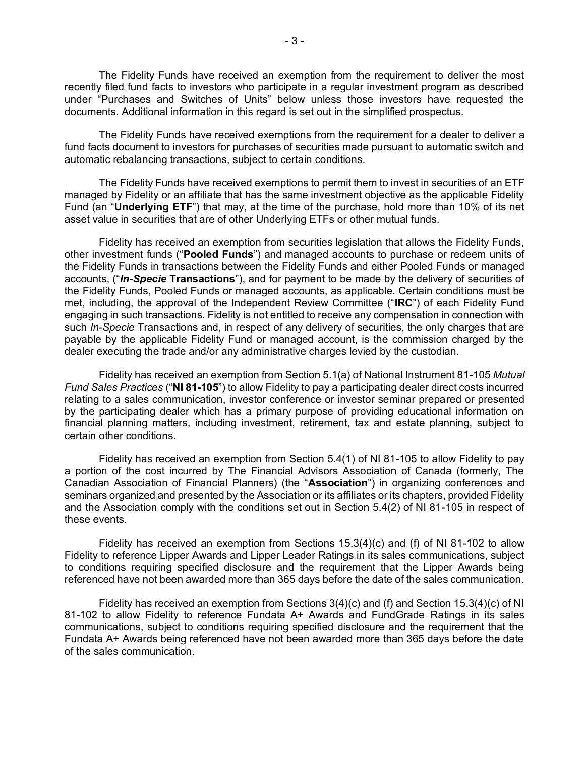The Fidelity Funds have received an exemption from the requirement to deliver the most recently filed fund facts to investors who participate in a regular investment program as described under "Purchases and Switches of Units" below unless those investors have requested the documents. Additional information in this regard is set out in the simplified prospectus.

The Fidelity Funds have received exemptions from the requirement for a dealer to deliver a fund facts document to investors for purchases of securities made pursuant to automatic switch and automatic rebalancing transactions, subject to certain conditions.

The Fidelity Funds have received exemptions to permit them to invest in securities of an ETF managed by Fidelity or an affiliate that has the same investment objective as the applicable Fidelity Fund (an "**Underlying ETF**") that may, at the time of the purchase, hold more than 10% of its net asset value in securities that are of other Underlying ETFs or other mutual funds.

Fidelity has received an exemption from securities legislation that allows the Fidelity Funds, other investment funds ("**Pooled Funds**") and managed accounts to purchase or redeem units of the Fidelity Funds in transactions between the Fidelity Funds and either Pooled Funds or managed accounts, ("***In-Specie* Transactions**"), and for payment to be made by the delivery of securities of the Fidelity Funds, Pooled Funds or managed accounts, as applicable. Certain conditions must be met, including, the approval of the Independent Review Committee ("**IRC**") of each Fidelity Fund engaging in such transactions. Fidelity is not entitled to receive any compensation in connection with such *In-Specie* Transactions and, in respect of any delivery of securities, the only charges that are payable by the applicable Fidelity Fund or managed account, is the commission charged by the dealer executing the trade and/or any administrative charges levied by the custodian.

Fidelity has received an exemption from Section 5.1(a) of National Instrument 81-105 *Mutual Fund Sales Practices* ("**NI 81-105**") to allow Fidelity to pay a participating dealer direct costs incurred relating to a sales communication, investor conference or investor seminar prepared or presented by the participating dealer which has a primary purpose of providing educational information on financial planning matters, including investment, retirement, tax and estate planning, subject to certain other conditions.

Fidelity has received an exemption from Section 5.4(1) of NI 81-105 to allow Fidelity to pay a portion of the cost incurred by The Financial Advisors Association of Canada (formerly, The Canadian Association of Financial Planners) (the "**Association**") in organizing conferences and seminars organized and presented by the Association or its affiliates or its chapters, provided Fidelity and the Association comply with the conditions set out in Section 5.4(2) of NI 81-105 in respect of these events.

Fidelity has received an exemption from Sections 15.3(4)(c) and (f) of NI 81-102 to allow Fidelity to reference Lipper Awards and Lipper Leader Ratings in its sales communications, subject to conditions requiring specified disclosure and the requirement that the Lipper Awards being referenced have not been awarded more than 365 days before the date of the sales communication.

Fidelity has received an exemption from Sections 3(4)(c) and (f) and Section 15.3(4)(c) of NI 81-102 to allow Fidelity to reference Fundata A+ Awards and FundGrade Ratings in its sales communications, subject to conditions requiring specified disclosure and the requirement that the Fundata A+ Awards being referenced have not been awarded more than 365 days before the date of the sales communication.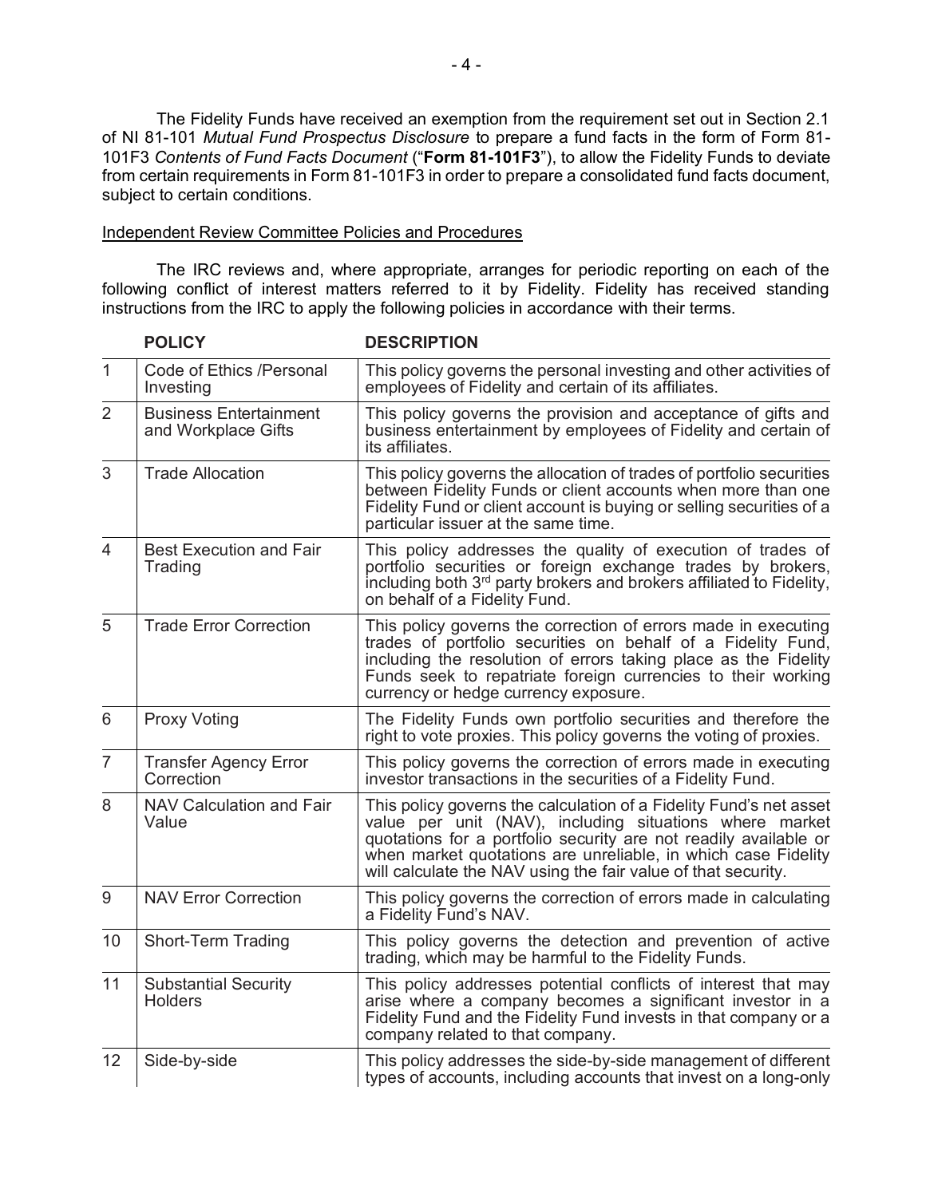The Fidelity Funds have received an exemption from the requirement set out in Section 2.1 of NI 81-101 *Mutual Fund Prospectus Disclosure* to prepare a fund facts in the form of Form 81-101F3 *Contents of Fund Facts Document* ("**Form 81-101F3**"), to allow the Fidelity Funds to deviate from certain requirements in Form 81-101F3 in order to prepare a consolidated fund facts document, subject to certain conditions.

Independent Review Committee Policies and Procedures

The IRC reviews and, where appropriate, arranges for periodic reporting on each of the following conflict of interest matters referred to it by Fidelity. Fidelity has received standing instructions from the IRC to apply the following policies in accordance with their terms.

| | **POLICY** | **DESCRIPTION** |
|---|---|---|
| 1 | Code of Ethics /Personal Investing | This policy governs the personal investing and other activities of employees of Fidelity and certain of its affiliates. |
| 2 | Business Entertainment and Workplace Gifts | This policy governs the provision and acceptance of gifts and business entertainment by employees of Fidelity and certain of its affiliates. |
| 3 | Trade Allocation | This policy governs the allocation of trades of portfolio securities between Fidelity Funds or client accounts when more than one Fidelity Fund or client account is buying or selling securities of a particular issuer at the same time. |
| 4 | Best Execution and Fair Trading | This policy addresses the quality of execution of trades of portfolio securities or foreign exchange trades by brokers, including both 3rd party brokers and brokers affiliated to Fidelity, on behalf of a Fidelity Fund. |
| 5 | Trade Error Correction | This policy governs the correction of errors made in executing trades of portfolio securities on behalf of a Fidelity Fund, including the resolution of errors taking place as the Fidelity Funds seek to repatriate foreign currencies to their working currency or hedge currency exposure. |
| 6 | Proxy Voting | The Fidelity Funds own portfolio securities and therefore the right to vote proxies. This policy governs the voting of proxies. |
| 7 | Transfer Agency Error Correction | This policy governs the correction of errors made in executing investor transactions in the securities of a Fidelity Fund. |
| 8 | NAV Calculation and Fair Value | This policy governs the calculation of a Fidelity Fund's net asset value per unit (NAV), including situations where market quotations for a portfolio security are not readily available or when market quotations are unreliable, in which case Fidelity will calculate the NAV using the fair value of that security. |
| 9 | NAV Error Correction | This policy governs the correction of errors made in calculating a Fidelity Fund's NAV. |
| 10 | Short-Term Trading | This policy governs the detection and prevention of active trading, which may be harmful to the Fidelity Funds. |
| 11 | Substantial Security Holders | This policy addresses potential conflicts of interest that may arise where a company becomes a significant investor in a Fidelity Fund and the Fidelity Fund invests in that company or a company related to that company. |
| 12 | Side-by-side | This policy addresses the side-by-side management of different types of accounts, including accounts that invest on a long-only |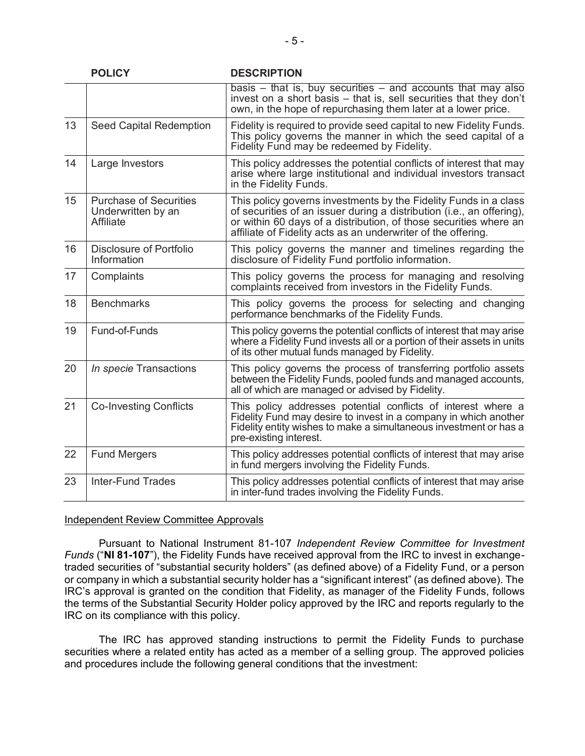| | POLICY | DESCRIPTION |
|---|---|---|
| | | basis – that is, buy securities – and accounts that may also invest on a short basis – that is, sell securities that they don't own, in the hope of repurchasing them later at a lower price. |
| 13 | Seed Capital Redemption | Fidelity is required to provide seed capital to new Fidelity Funds. This policy governs the manner in which the seed capital of a Fidelity Fund may be redeemed by Fidelity. |
| 14 | Large Investors | This policy addresses the potential conflicts of interest that may arise where large institutional and individual investors transact in the Fidelity Funds. |
| 15 | Purchase of Securities Underwritten by an Affiliate | This policy governs investments by the Fidelity Funds in a class of securities of an issuer during a distribution (i.e., an offering), or within 60 days of a distribution, of those securities where an affiliate of Fidelity acts as an underwriter of the offering. |
| 16 | Disclosure of Portfolio Information | This policy governs the manner and timelines regarding the disclosure of Fidelity Fund portfolio information. |
| 17 | Complaints | This policy governs the process for managing and resolving complaints received from investors in the Fidelity Funds. |
| 18 | Benchmarks | This policy governs the process for selecting and changing performance benchmarks of the Fidelity Funds. |
| 19 | Fund-of-Funds | This policy governs the potential conflicts of interest that may arise where a Fidelity Fund invests all or a portion of their assets in units of its other mutual funds managed by Fidelity. |
| 20 | *In specie* Transactions | This policy governs the process of transferring portfolio assets between the Fidelity Funds, pooled funds and managed accounts, all of which are managed or advised by Fidelity. |
| 21 | Co-Investing Conflicts | This policy addresses potential conflicts of interest where a Fidelity Fund may desire to invest in a company in which another Fidelity entity wishes to make a simultaneous investment or has a pre-existing interest. |
| 22 | Fund Mergers | This policy addresses potential conflicts of interest that may arise in fund mergers involving the Fidelity Funds. |
| 23 | Inter-Fund Trades | This policy addresses potential conflicts of interest that may arise in inter-fund trades involving the Fidelity Funds. |

Independent Review Committee Approvals

Pursuant to National Instrument 81-107 *Independent Review Committee for Investment Funds* ("**NI 81-107**"), the Fidelity Funds have received approval from the IRC to invest in exchange-traded securities of "substantial security holders" (as defined above) of a Fidelity Fund, or a person or company in which a substantial security holder has a "significant interest" (as defined above). The IRC's approval is granted on the condition that Fidelity, as manager of the Fidelity Funds, follows the terms of the Substantial Security Holder policy approved by the IRC and reports regularly to the IRC on its compliance with this policy.

The IRC has approved standing instructions to permit the Fidelity Funds to purchase securities where a related entity has acted as a member of a selling group. The approved policies and procedures include the following general conditions that the investment: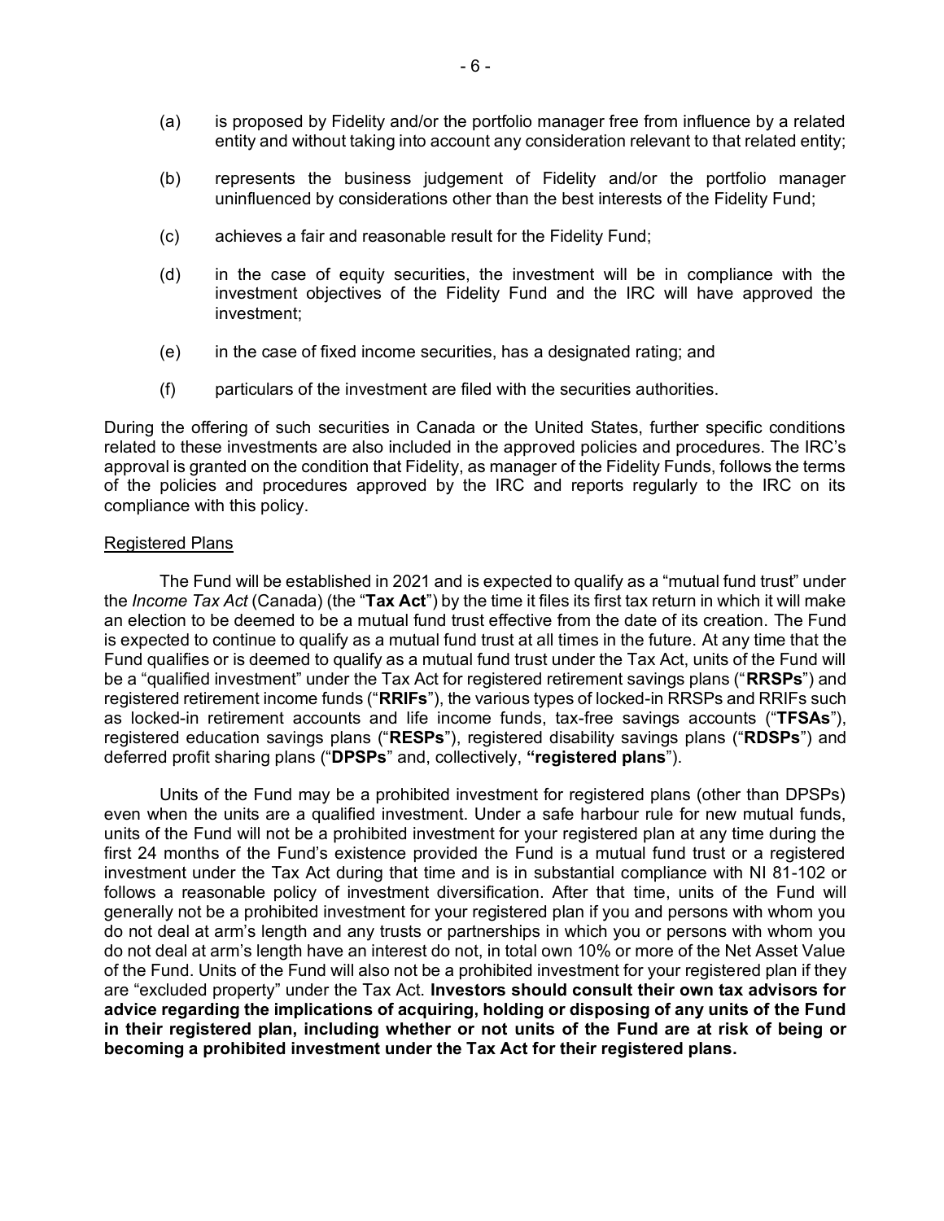(a) is proposed by Fidelity and/or the portfolio manager free from influence by a related entity and without taking into account any consideration relevant to that related entity;

(b) represents the business judgement of Fidelity and/or the portfolio manager uninfluenced by considerations other than the best interests of the Fidelity Fund;

(c) achieves a fair and reasonable result for the Fidelity Fund;

(d) in the case of equity securities, the investment will be in compliance with the investment objectives of the Fidelity Fund and the IRC will have approved the investment;

(e) in the case of fixed income securities, has a designated rating; and

(f) particulars of the investment are filed with the securities authorities.

During the offering of such securities in Canada or the United States, further specific conditions related to these investments are also included in the approved policies and procedures. The IRC's approval is granted on the condition that Fidelity, as manager of the Fidelity Funds, follows the terms of the policies and procedures approved by the IRC and reports regularly to the IRC on its compliance with this policy.

## Registered Plans

The Fund will be established in 2021 and is expected to qualify as a "mutual fund trust" under the *Income Tax Act* (Canada) (the "**Tax Act**") by the time it files its first tax return in which it will make an election to be deemed to be a mutual fund trust effective from the date of its creation. The Fund is expected to continue to qualify as a mutual fund trust at all times in the future. At any time that the Fund qualifies or is deemed to qualify as a mutual fund trust under the Tax Act, units of the Fund will be a "qualified investment" under the Tax Act for registered retirement savings plans ("**RRSPs**") and registered retirement income funds ("**RRIFs**"), the various types of locked-in RRSPs and RRIFs such as locked-in retirement accounts and life income funds, tax-free savings accounts ("**TFSAs**"), registered education savings plans ("**RESPs**"), registered disability savings plans ("**RDSPs**") and deferred profit sharing plans ("**DPSPs**" and, collectively, **"registered plans**").

Units of the Fund may be a prohibited investment for registered plans (other than DPSPs) even when the units are a qualified investment. Under a safe harbour rule for new mutual funds, units of the Fund will not be a prohibited investment for your registered plan at any time during the first 24 months of the Fund's existence provided the Fund is a mutual fund trust or a registered investment under the Tax Act during that time and is in substantial compliance with NI 81-102 or follows a reasonable policy of investment diversification. After that time, units of the Fund will generally not be a prohibited investment for your registered plan if you and persons with whom you do not deal at arm's length and any trusts or partnerships in which you or persons with whom you do not deal at arm's length have an interest do not, in total own 10% or more of the Net Asset Value of the Fund. Units of the Fund will also not be a prohibited investment for your registered plan if they are "excluded property" under the Tax Act. **Investors should consult their own tax advisors for advice regarding the implications of acquiring, holding or disposing of any units of the Fund in their registered plan, including whether or not units of the Fund are at risk of being or becoming a prohibited investment under the Tax Act for their registered plans.**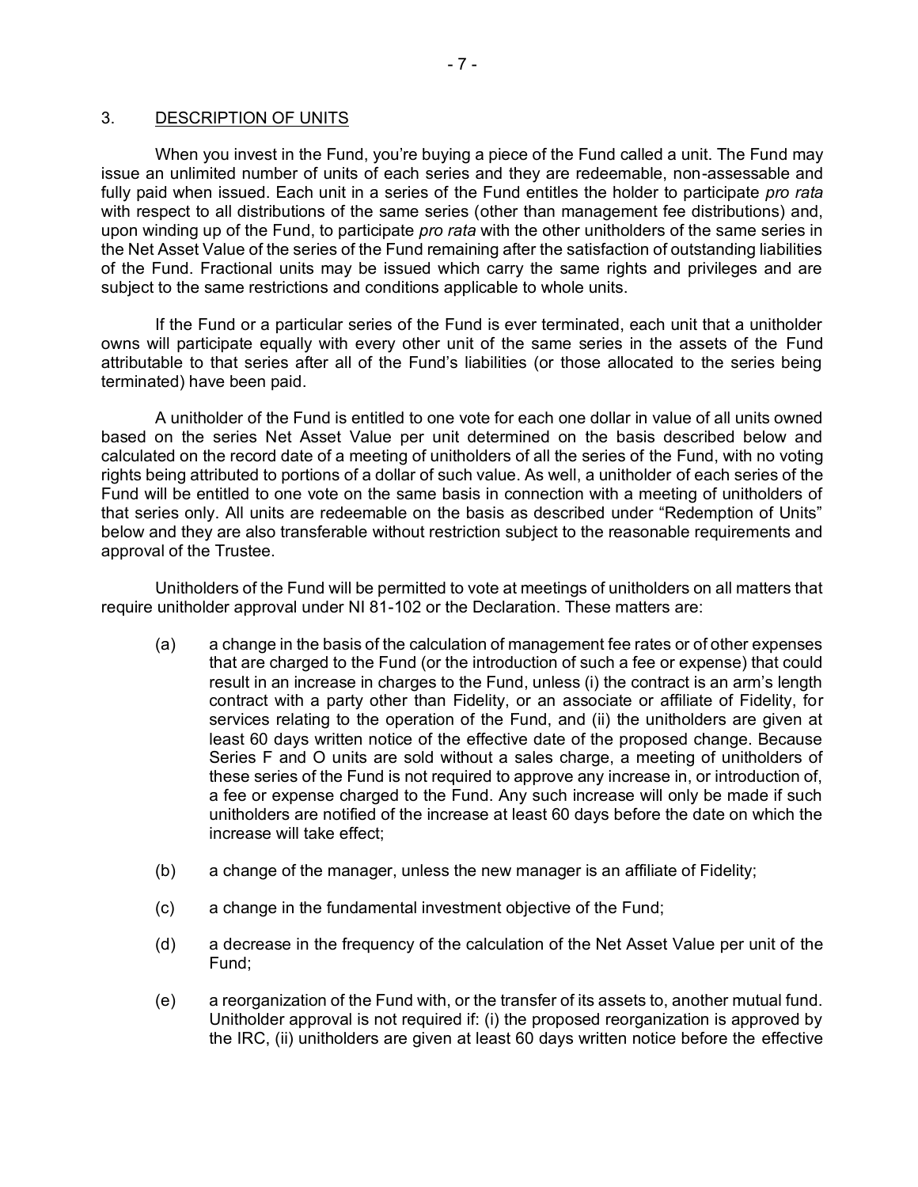## 3. DESCRIPTION OF UNITS

When you invest in the Fund, you're buying a piece of the Fund called a unit. The Fund may issue an unlimited number of units of each series and they are redeemable, non-assessable and fully paid when issued. Each unit in a series of the Fund entitles the holder to participate *pro rata* with respect to all distributions of the same series (other than management fee distributions) and, upon winding up of the Fund, to participate *pro rata* with the other unitholders of the same series in the Net Asset Value of the series of the Fund remaining after the satisfaction of outstanding liabilities of the Fund. Fractional units may be issued which carry the same rights and privileges and are subject to the same restrictions and conditions applicable to whole units.

If the Fund or a particular series of the Fund is ever terminated, each unit that a unitholder owns will participate equally with every other unit of the same series in the assets of the Fund attributable to that series after all of the Fund's liabilities (or those allocated to the series being terminated) have been paid.

A unitholder of the Fund is entitled to one vote for each one dollar in value of all units owned based on the series Net Asset Value per unit determined on the basis described below and calculated on the record date of a meeting of unitholders of all the series of the Fund, with no voting rights being attributed to portions of a dollar of such value. As well, a unitholder of each series of the Fund will be entitled to one vote on the same basis in connection with a meeting of unitholders of that series only. All units are redeemable on the basis as described under "Redemption of Units" below and they are also transferable without restriction subject to the reasonable requirements and approval of the Trustee.

Unitholders of the Fund will be permitted to vote at meetings of unitholders on all matters that require unitholder approval under NI 81-102 or the Declaration. These matters are:

(a) a change in the basis of the calculation of management fee rates or of other expenses that are charged to the Fund (or the introduction of such a fee or expense) that could result in an increase in charges to the Fund, unless (i) the contract is an arm's length contract with a party other than Fidelity, or an associate or affiliate of Fidelity, for services relating to the operation of the Fund, and (ii) the unitholders are given at least 60 days written notice of the effective date of the proposed change. Because Series F and O units are sold without a sales charge, a meeting of unitholders of these series of the Fund is not required to approve any increase in, or introduction of, a fee or expense charged to the Fund. Any such increase will only be made if such unitholders are notified of the increase at least 60 days before the date on which the increase will take effect;

(b) a change of the manager, unless the new manager is an affiliate of Fidelity;

(c) a change in the fundamental investment objective of the Fund;

(d) a decrease in the frequency of the calculation of the Net Asset Value per unit of the Fund;

(e) a reorganization of the Fund with, or the transfer of its assets to, another mutual fund. Unitholder approval is not required if: (i) the proposed reorganization is approved by the IRC, (ii) unitholders are given at least 60 days written notice before the effective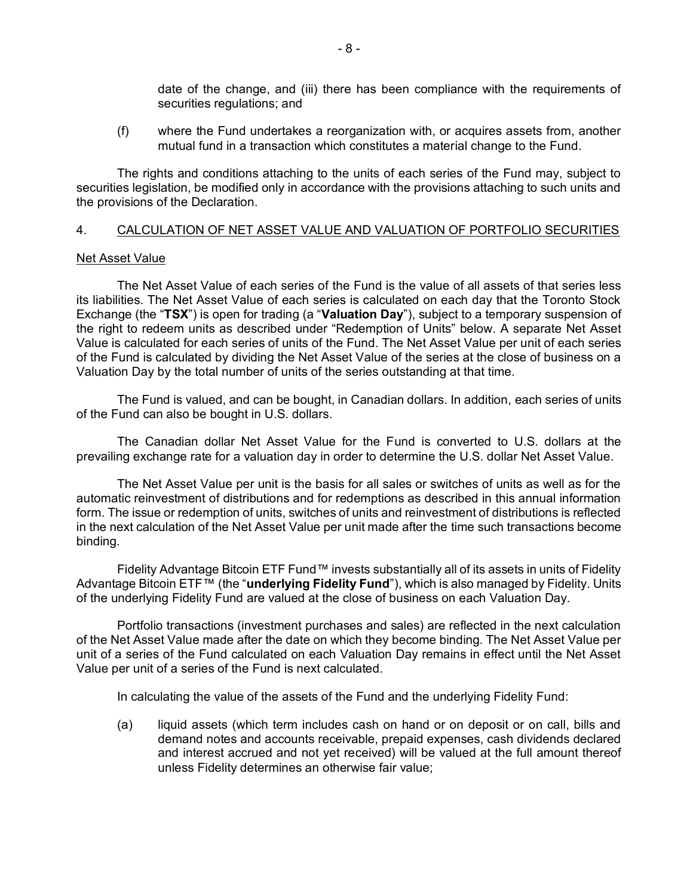date of the change, and (iii) there has been compliance with the requirements of securities regulations; and

(f) where the Fund undertakes a reorganization with, or acquires assets from, another mutual fund in a transaction which constitutes a material change to the Fund.

The rights and conditions attaching to the units of each series of the Fund may, subject to securities legislation, be modified only in accordance with the provisions attaching to such units and the provisions of the Declaration.

## 4. CALCULATION OF NET ASSET VALUE AND VALUATION OF PORTFOLIO SECURITIES

### Net Asset Value

The Net Asset Value of each series of the Fund is the value of all assets of that series less its liabilities. The Net Asset Value of each series is calculated on each day that the Toronto Stock Exchange (the "**TSX**") is open for trading (a "**Valuation Day**"), subject to a temporary suspension of the right to redeem units as described under "Redemption of Units" below. A separate Net Asset Value is calculated for each series of units of the Fund. The Net Asset Value per unit of each series of the Fund is calculated by dividing the Net Asset Value of the series at the close of business on a Valuation Day by the total number of units of the series outstanding at that time.

The Fund is valued, and can be bought, in Canadian dollars. In addition, each series of units of the Fund can also be bought in U.S. dollars.

The Canadian dollar Net Asset Value for the Fund is converted to U.S. dollars at the prevailing exchange rate for a valuation day in order to determine the U.S. dollar Net Asset Value.

The Net Asset Value per unit is the basis for all sales or switches of units as well as for the automatic reinvestment of distributions and for redemptions as described in this annual information form. The issue or redemption of units, switches of units and reinvestment of distributions is reflected in the next calculation of the Net Asset Value per unit made after the time such transactions become binding.

Fidelity Advantage Bitcoin ETF Fund™ invests substantially all of its assets in units of Fidelity Advantage Bitcoin ETF™ (the "**underlying Fidelity Fund**"), which is also managed by Fidelity. Units of the underlying Fidelity Fund are valued at the close of business on each Valuation Day.

Portfolio transactions (investment purchases and sales) are reflected in the next calculation of the Net Asset Value made after the date on which they become binding. The Net Asset Value per unit of a series of the Fund calculated on each Valuation Day remains in effect until the Net Asset Value per unit of a series of the Fund is next calculated.

In calculating the value of the assets of the Fund and the underlying Fidelity Fund:

(a) liquid assets (which term includes cash on hand or on deposit or on call, bills and demand notes and accounts receivable, prepaid expenses, cash dividends declared and interest accrued and not yet received) will be valued at the full amount thereof unless Fidelity determines an otherwise fair value;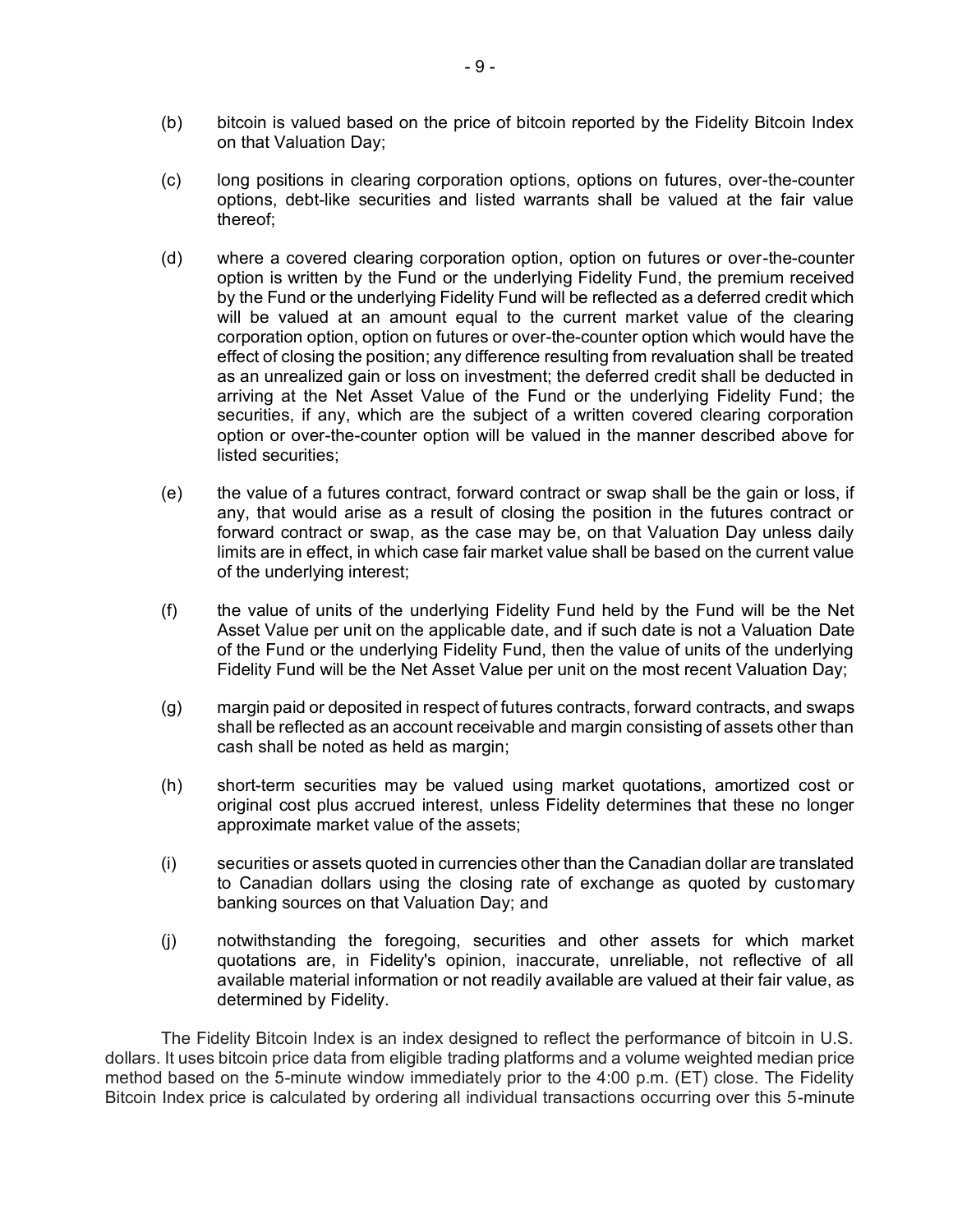(b) bitcoin is valued based on the price of bitcoin reported by the Fidelity Bitcoin Index on that Valuation Day;

(c) long positions in clearing corporation options, options on futures, over-the-counter options, debt-like securities and listed warrants shall be valued at the fair value thereof;

(d) where a covered clearing corporation option, option on futures or over-the-counter option is written by the Fund or the underlying Fidelity Fund, the premium received by the Fund or the underlying Fidelity Fund will be reflected as a deferred credit which will be valued at an amount equal to the current market value of the clearing corporation option, option on futures or over-the-counter option which would have the effect of closing the position; any difference resulting from revaluation shall be treated as an unrealized gain or loss on investment; the deferred credit shall be deducted in arriving at the Net Asset Value of the Fund or the underlying Fidelity Fund; the securities, if any, which are the subject of a written covered clearing corporation option or over-the-counter option will be valued in the manner described above for listed securities;

(e) the value of a futures contract, forward contract or swap shall be the gain or loss, if any, that would arise as a result of closing the position in the futures contract or forward contract or swap, as the case may be, on that Valuation Day unless daily limits are in effect, in which case fair market value shall be based on the current value of the underlying interest;

(f) the value of units of the underlying Fidelity Fund held by the Fund will be the Net Asset Value per unit on the applicable date, and if such date is not a Valuation Date of the Fund or the underlying Fidelity Fund, then the value of units of the underlying Fidelity Fund will be the Net Asset Value per unit on the most recent Valuation Day;

(g) margin paid or deposited in respect of futures contracts, forward contracts, and swaps shall be reflected as an account receivable and margin consisting of assets other than cash shall be noted as held as margin;

(h) short-term securities may be valued using market quotations, amortized cost or original cost plus accrued interest, unless Fidelity determines that these no longer approximate market value of the assets;

(i) securities or assets quoted in currencies other than the Canadian dollar are translated to Canadian dollars using the closing rate of exchange as quoted by customary banking sources on that Valuation Day; and

(j) notwithstanding the foregoing, securities and other assets for which market quotations are, in Fidelity's opinion, inaccurate, unreliable, not reflective of all available material information or not readily available are valued at their fair value, as determined by Fidelity.

The Fidelity Bitcoin Index is an index designed to reflect the performance of bitcoin in U.S. dollars. It uses bitcoin price data from eligible trading platforms and a volume weighted median price method based on the 5-minute window immediately prior to the 4:00 p.m. (ET) close. The Fidelity Bitcoin Index price is calculated by ordering all individual transactions occurring over this 5-minute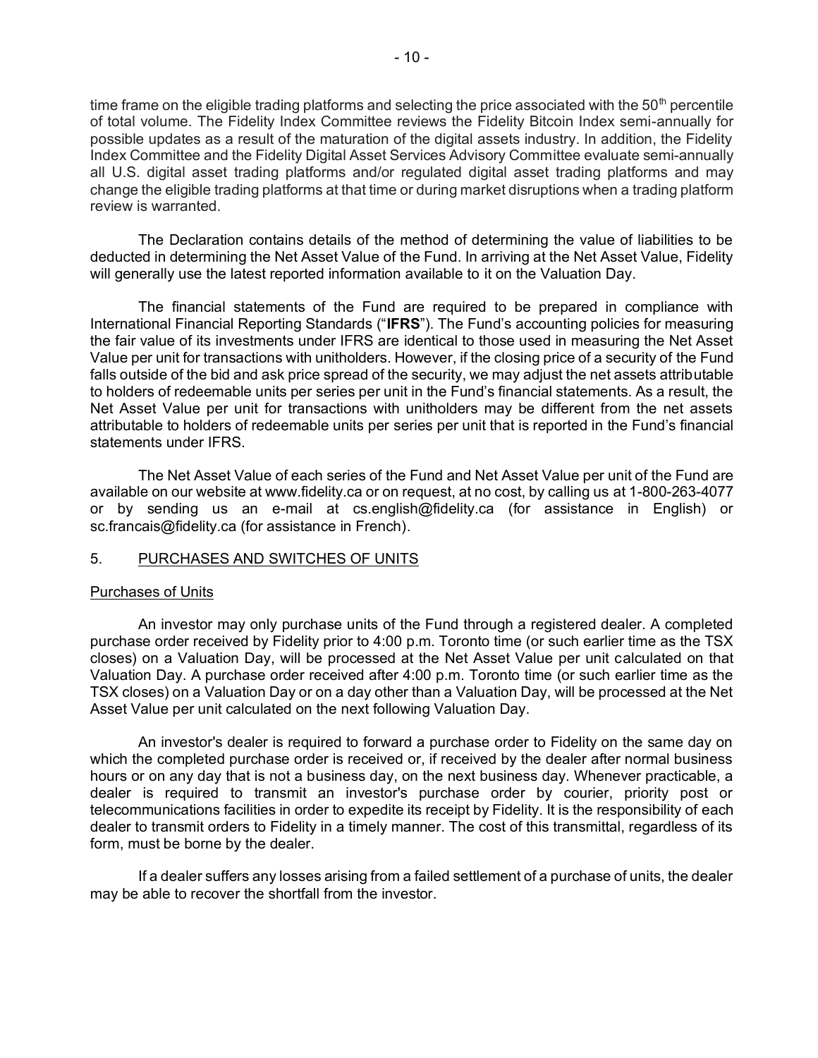time frame on the eligible trading platforms and selecting the price associated with the 50th percentile of total volume. The Fidelity Index Committee reviews the Fidelity Bitcoin Index semi-annually for possible updates as a result of the maturation of the digital assets industry. In addition, the Fidelity Index Committee and the Fidelity Digital Asset Services Advisory Committee evaluate semi-annually all U.S. digital asset trading platforms and/or regulated digital asset trading platforms and may change the eligible trading platforms at that time or during market disruptions when a trading platform review is warranted.

The Declaration contains details of the method of determining the value of liabilities to be deducted in determining the Net Asset Value of the Fund. In arriving at the Net Asset Value, Fidelity will generally use the latest reported information available to it on the Valuation Day.

The financial statements of the Fund are required to be prepared in compliance with International Financial Reporting Standards ("**IFRS**"). The Fund's accounting policies for measuring the fair value of its investments under IFRS are identical to those used in measuring the Net Asset Value per unit for transactions with unitholders. However, if the closing price of a security of the Fund falls outside of the bid and ask price spread of the security, we may adjust the net assets attributable to holders of redeemable units per series per unit in the Fund's financial statements. As a result, the Net Asset Value per unit for transactions with unitholders may be different from the net assets attributable to holders of redeemable units per series per unit that is reported in the Fund's financial statements under IFRS.

The Net Asset Value of each series of the Fund and Net Asset Value per unit of the Fund are available on our website at www.fidelity.ca or on request, at no cost, by calling us at 1-800-263-4077 or by sending us an e-mail at cs.english@fidelity.ca (for assistance in English) or sc.francais@fidelity.ca (for assistance in French).

## 5. PURCHASES AND SWITCHES OF UNITS

### Purchases of Units

An investor may only purchase units of the Fund through a registered dealer. A completed purchase order received by Fidelity prior to 4:00 p.m. Toronto time (or such earlier time as the TSX closes) on a Valuation Day, will be processed at the Net Asset Value per unit calculated on that Valuation Day. A purchase order received after 4:00 p.m. Toronto time (or such earlier time as the TSX closes) on a Valuation Day or on a day other than a Valuation Day, will be processed at the Net Asset Value per unit calculated on the next following Valuation Day.

An investor's dealer is required to forward a purchase order to Fidelity on the same day on which the completed purchase order is received or, if received by the dealer after normal business hours or on any day that is not a business day, on the next business day. Whenever practicable, a dealer is required to transmit an investor's purchase order by courier, priority post or telecommunications facilities in order to expedite its receipt by Fidelity. It is the responsibility of each dealer to transmit orders to Fidelity in a timely manner. The cost of this transmittal, regardless of its form, must be borne by the dealer.

If a dealer suffers any losses arising from a failed settlement of a purchase of units, the dealer may be able to recover the shortfall from the investor.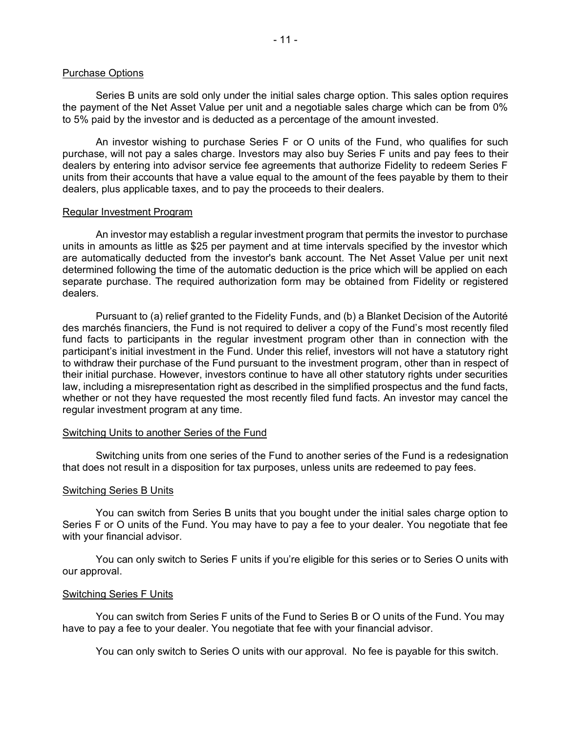## Purchase Options

Series B units are sold only under the initial sales charge option. This sales option requires the payment of the Net Asset Value per unit and a negotiable sales charge which can be from 0% to 5% paid by the investor and is deducted as a percentage of the amount invested.

An investor wishing to purchase Series F or O units of the Fund, who qualifies for such purchase, will not pay a sales charge. Investors may also buy Series F units and pay fees to their dealers by entering into advisor service fee agreements that authorize Fidelity to redeem Series F units from their accounts that have a value equal to the amount of the fees payable by them to their dealers, plus applicable taxes, and to pay the proceeds to their dealers.

## Regular Investment Program

An investor may establish a regular investment program that permits the investor to purchase units in amounts as little as $25 per payment and at time intervals specified by the investor which are automatically deducted from the investor's bank account. The Net Asset Value per unit next determined following the time of the automatic deduction is the price which will be applied on each separate purchase. The required authorization form may be obtained from Fidelity or registered dealers.

Pursuant to (a) relief granted to the Fidelity Funds, and (b) a Blanket Decision of the Autorité des marchés financiers, the Fund is not required to deliver a copy of the Fund's most recently filed fund facts to participants in the regular investment program other than in connection with the participant's initial investment in the Fund. Under this relief, investors will not have a statutory right to withdraw their purchase of the Fund pursuant to the investment program, other than in respect of their initial purchase. However, investors continue to have all other statutory rights under securities law, including a misrepresentation right as described in the simplified prospectus and the fund facts, whether or not they have requested the most recently filed fund facts. An investor may cancel the regular investment program at any time.

## Switching Units to another Series of the Fund

Switching units from one series of the Fund to another series of the Fund is a redesignation that does not result in a disposition for tax purposes, unless units are redeemed to pay fees.

## Switching Series B Units

You can switch from Series B units that you bought under the initial sales charge option to Series F or O units of the Fund. You may have to pay a fee to your dealer. You negotiate that fee with your financial advisor.

You can only switch to Series F units if you're eligible for this series or to Series O units with our approval.

## Switching Series F Units

You can switch from Series F units of the Fund to Series B or O units of the Fund. You may have to pay a fee to your dealer. You negotiate that fee with your financial advisor.

You can only switch to Series O units with our approval. No fee is payable for this switch.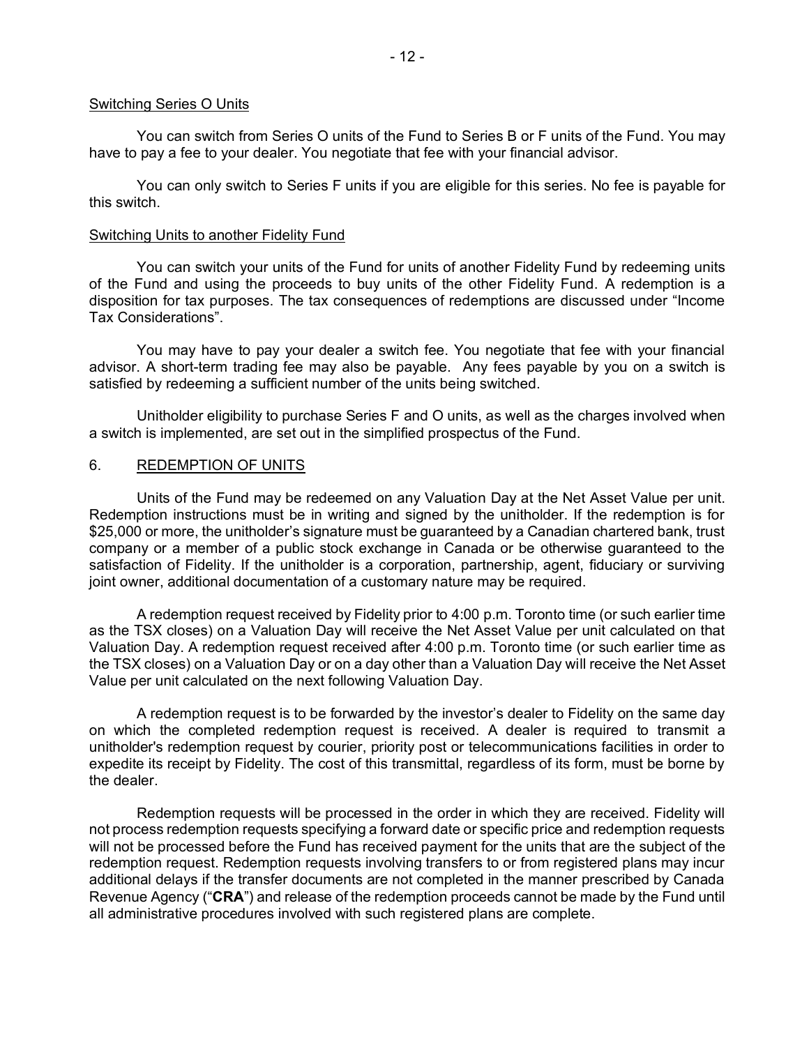Switching Series O Units

You can switch from Series O units of the Fund to Series B or F units of the Fund. You may have to pay a fee to your dealer. You negotiate that fee with your financial advisor.

You can only switch to Series F units if you are eligible for this series. No fee is payable for this switch.

Switching Units to another Fidelity Fund

You can switch your units of the Fund for units of another Fidelity Fund by redeeming units of the Fund and using the proceeds to buy units of the other Fidelity Fund. A redemption is a disposition for tax purposes. The tax consequences of redemptions are discussed under "Income Tax Considerations".

You may have to pay your dealer a switch fee. You negotiate that fee with your financial advisor. A short-term trading fee may also be payable. Any fees payable by you on a switch is satisfied by redeeming a sufficient number of the units being switched.

Unitholder eligibility to purchase Series F and O units, as well as the charges involved when a switch is implemented, are set out in the simplified prospectus of the Fund.

## 6. REDEMPTION OF UNITS

Units of the Fund may be redeemed on any Valuation Day at the Net Asset Value per unit. Redemption instructions must be in writing and signed by the unitholder. If the redemption is for $25,000 or more, the unitholder's signature must be guaranteed by a Canadian chartered bank, trust company or a member of a public stock exchange in Canada or be otherwise guaranteed to the satisfaction of Fidelity. If the unitholder is a corporation, partnership, agent, fiduciary or surviving joint owner, additional documentation of a customary nature may be required.

A redemption request received by Fidelity prior to 4:00 p.m. Toronto time (or such earlier time as the TSX closes) on a Valuation Day will receive the Net Asset Value per unit calculated on that Valuation Day. A redemption request received after 4:00 p.m. Toronto time (or such earlier time as the TSX closes) on a Valuation Day or on a day other than a Valuation Day will receive the Net Asset Value per unit calculated on the next following Valuation Day.

A redemption request is to be forwarded by the investor's dealer to Fidelity on the same day on which the completed redemption request is received. A dealer is required to transmit a unitholder's redemption request by courier, priority post or telecommunications facilities in order to expedite its receipt by Fidelity. The cost of this transmittal, regardless of its form, must be borne by the dealer.

Redemption requests will be processed in the order in which they are received. Fidelity will not process redemption requests specifying a forward date or specific price and redemption requests will not be processed before the Fund has received payment for the units that are the subject of the redemption request. Redemption requests involving transfers to or from registered plans may incur additional delays if the transfer documents are not completed in the manner prescribed by Canada Revenue Agency ("**CRA**") and release of the redemption proceeds cannot be made by the Fund until all administrative procedures involved with such registered plans are complete.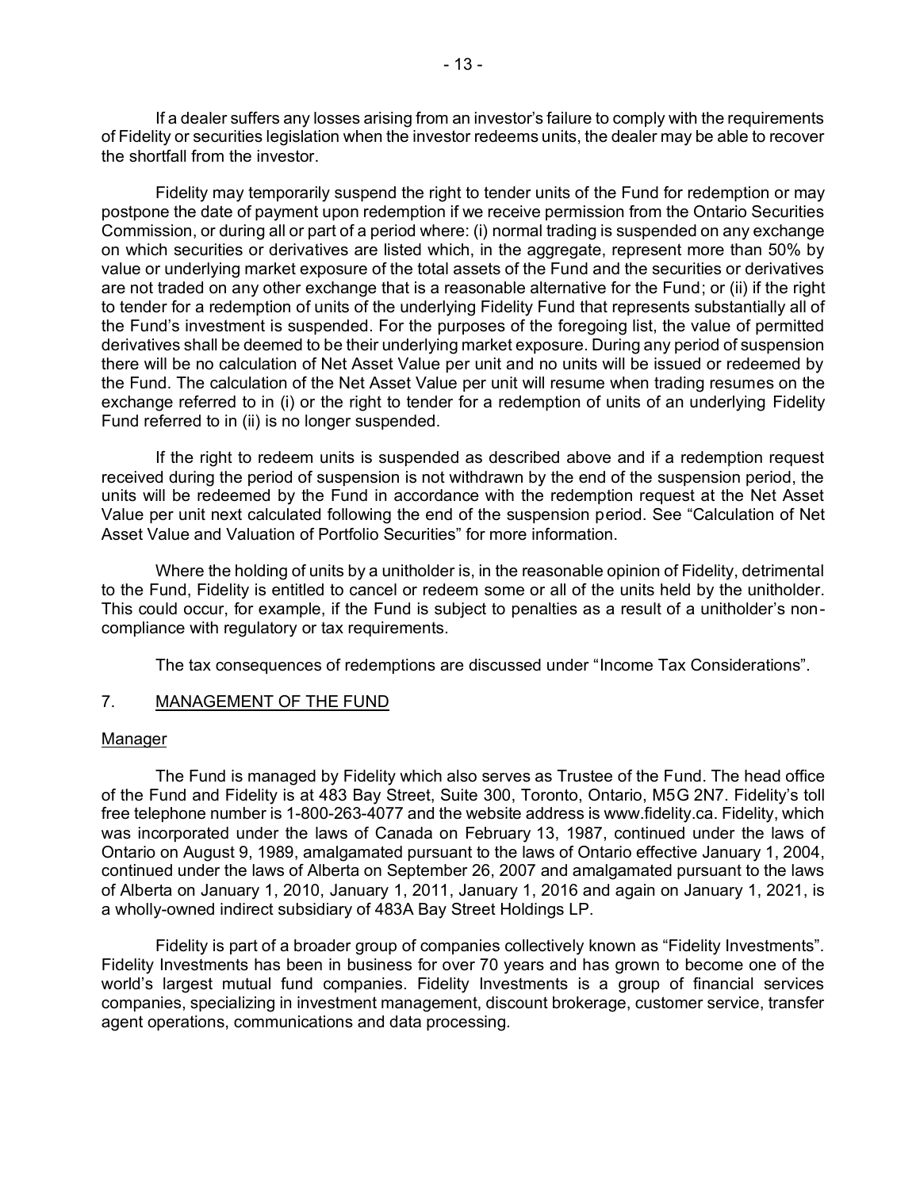If a dealer suffers any losses arising from an investor's failure to comply with the requirements of Fidelity or securities legislation when the investor redeems units, the dealer may be able to recover the shortfall from the investor.

Fidelity may temporarily suspend the right to tender units of the Fund for redemption or may postpone the date of payment upon redemption if we receive permission from the Ontario Securities Commission, or during all or part of a period where: (i) normal trading is suspended on any exchange on which securities or derivatives are listed which, in the aggregate, represent more than 50% by value or underlying market exposure of the total assets of the Fund and the securities or derivatives are not traded on any other exchange that is a reasonable alternative for the Fund; or (ii) if the right to tender for a redemption of units of the underlying Fidelity Fund that represents substantially all of the Fund's investment is suspended. For the purposes of the foregoing list, the value of permitted derivatives shall be deemed to be their underlying market exposure. During any period of suspension there will be no calculation of Net Asset Value per unit and no units will be issued or redeemed by the Fund. The calculation of the Net Asset Value per unit will resume when trading resumes on the exchange referred to in (i) or the right to tender for a redemption of units of an underlying Fidelity Fund referred to in (ii) is no longer suspended.

If the right to redeem units is suspended as described above and if a redemption request received during the period of suspension is not withdrawn by the end of the suspension period, the units will be redeemed by the Fund in accordance with the redemption request at the Net Asset Value per unit next calculated following the end of the suspension period. See "Calculation of Net Asset Value and Valuation of Portfolio Securities" for more information.

Where the holding of units by a unitholder is, in the reasonable opinion of Fidelity, detrimental to the Fund, Fidelity is entitled to cancel or redeem some or all of the units held by the unitholder. This could occur, for example, if the Fund is subject to penalties as a result of a unitholder's non-compliance with regulatory or tax requirements.

The tax consequences of redemptions are discussed under "Income Tax Considerations".

## 7. MANAGEMENT OF THE FUND

### Manager

The Fund is managed by Fidelity which also serves as Trustee of the Fund. The head office of the Fund and Fidelity is at 483 Bay Street, Suite 300, Toronto, Ontario, M5G 2N7. Fidelity's toll free telephone number is 1-800-263-4077 and the website address is www.fidelity.ca. Fidelity, which was incorporated under the laws of Canada on February 13, 1987, continued under the laws of Ontario on August 9, 1989, amalgamated pursuant to the laws of Ontario effective January 1, 2004, continued under the laws of Alberta on September 26, 2007 and amalgamated pursuant to the laws of Alberta on January 1, 2010, January 1, 2011, January 1, 2016 and again on January 1, 2021, is a wholly-owned indirect subsidiary of 483A Bay Street Holdings LP.

Fidelity is part of a broader group of companies collectively known as "Fidelity Investments". Fidelity Investments has been in business for over 70 years and has grown to become one of the world's largest mutual fund companies. Fidelity Investments is a group of financial services companies, specializing in investment management, discount brokerage, customer service, transfer agent operations, communications and data processing.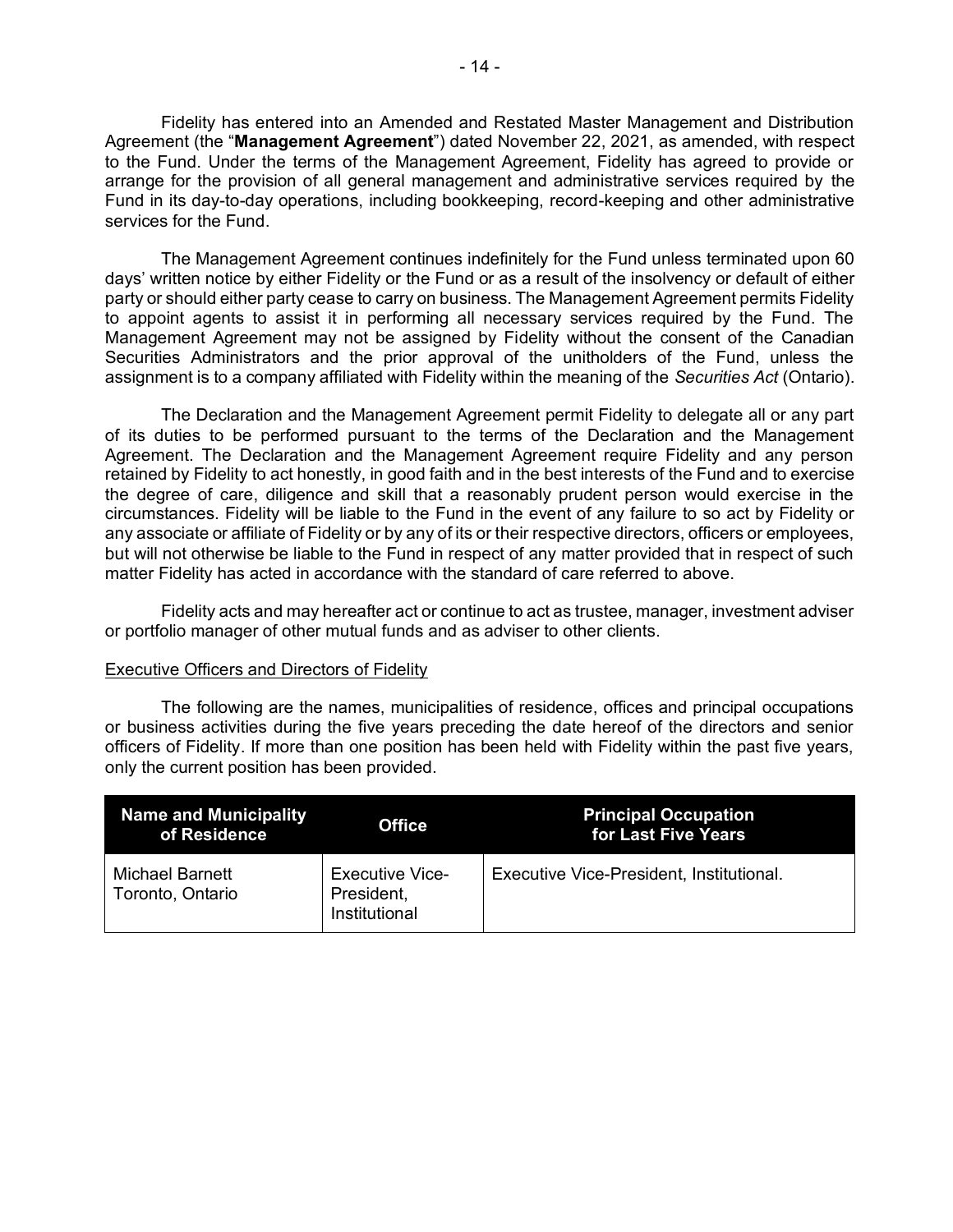Fidelity has entered into an Amended and Restated Master Management and Distribution Agreement (the "**Management Agreement**") dated November 22, 2021, as amended, with respect to the Fund. Under the terms of the Management Agreement, Fidelity has agreed to provide or arrange for the provision of all general management and administrative services required by the Fund in its day-to-day operations, including bookkeeping, record-keeping and other administrative services for the Fund.

The Management Agreement continues indefinitely for the Fund unless terminated upon 60 days' written notice by either Fidelity or the Fund or as a result of the insolvency or default of either party or should either party cease to carry on business. The Management Agreement permits Fidelity to appoint agents to assist it in performing all necessary services required by the Fund. The Management Agreement may not be assigned by Fidelity without the consent of the Canadian Securities Administrators and the prior approval of the unitholders of the Fund, unless the assignment is to a company affiliated with Fidelity within the meaning of the *Securities Act* (Ontario).

The Declaration and the Management Agreement permit Fidelity to delegate all or any part of its duties to be performed pursuant to the terms of the Declaration and the Management Agreement. The Declaration and the Management Agreement require Fidelity and any person retained by Fidelity to act honestly, in good faith and in the best interests of the Fund and to exercise the degree of care, diligence and skill that a reasonably prudent person would exercise in the circumstances. Fidelity will be liable to the Fund in the event of any failure to so act by Fidelity or any associate or affiliate of Fidelity or by any of its or their respective directors, officers or employees, but will not otherwise be liable to the Fund in respect of any matter provided that in respect of such matter Fidelity has acted in accordance with the standard of care referred to above.

Fidelity acts and may hereafter act or continue to act as trustee, manager, investment adviser or portfolio manager of other mutual funds and as adviser to other clients.

Executive Officers and Directors of Fidelity

The following are the names, municipalities of residence, offices and principal occupations or business activities during the five years preceding the date hereof of the directors and senior officers of Fidelity. If more than one position has been held with Fidelity within the past five years, only the current position has been provided.

| Name and Municipality of Residence | Office | Principal Occupation for Last Five Years |
|---|---|---|
| Michael Barnett<br>Toronto, Ontario | Executive Vice-President, Institutional | Executive Vice-President, Institutional. |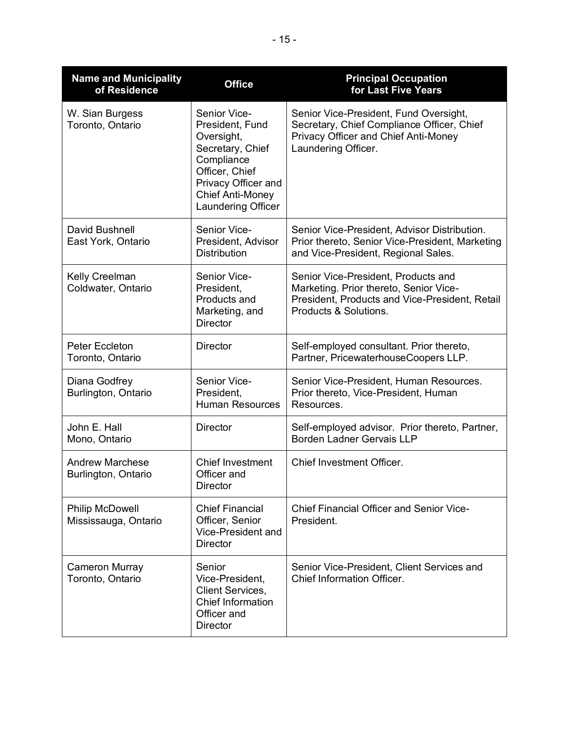| Name and Municipality of Residence | Office | Principal Occupation for Last Five Years |
|---|---|---|
| W. Sian Burgess<br>Toronto, Ontario | Senior Vice-President, Fund Oversight, Secretary, Chief Compliance Officer, Chief Privacy Officer and Chief Anti-Money Laundering Officer | Senior Vice-President, Fund Oversight, Secretary, Chief Compliance Officer, Chief Privacy Officer and Chief Anti-Money Laundering Officer. |
| David Bushnell<br>East York, Ontario | Senior Vice-President, Advisor Distribution | Senior Vice-President, Advisor Distribution. Prior thereto, Senior Vice-President, Marketing and Vice-President, Regional Sales. |
| Kelly Creelman<br>Coldwater, Ontario | Senior Vice-President, Products and Marketing, and Director | Senior Vice-President, Products and Marketing. Prior thereto, Senior Vice-President, Products and Vice-President, Retail Products & Solutions. |
| Peter Eccleton<br>Toronto, Ontario | Director | Self-employed consultant. Prior thereto, Partner, PricewaterhouseCoopers LLP. |
| Diana Godfrey<br>Burlington, Ontario | Senior Vice-President, Human Resources | Senior Vice-President, Human Resources. Prior thereto, Vice-President, Human Resources. |
| John E. Hall<br>Mono, Ontario | Director | Self-employed advisor. Prior thereto, Partner, Borden Ladner Gervais LLP |
| Andrew Marchese<br>Burlington, Ontario | Chief Investment Officer and Director | Chief Investment Officer. |
| Philip McDowell<br>Mississauga, Ontario | Chief Financial Officer, Senior Vice-President and Director | Chief Financial Officer and Senior Vice-President. |
| Cameron Murray<br>Toronto, Ontario | Senior Vice-President, Client Services, Chief Information Officer and Director | Senior Vice-President, Client Services and Chief Information Officer. |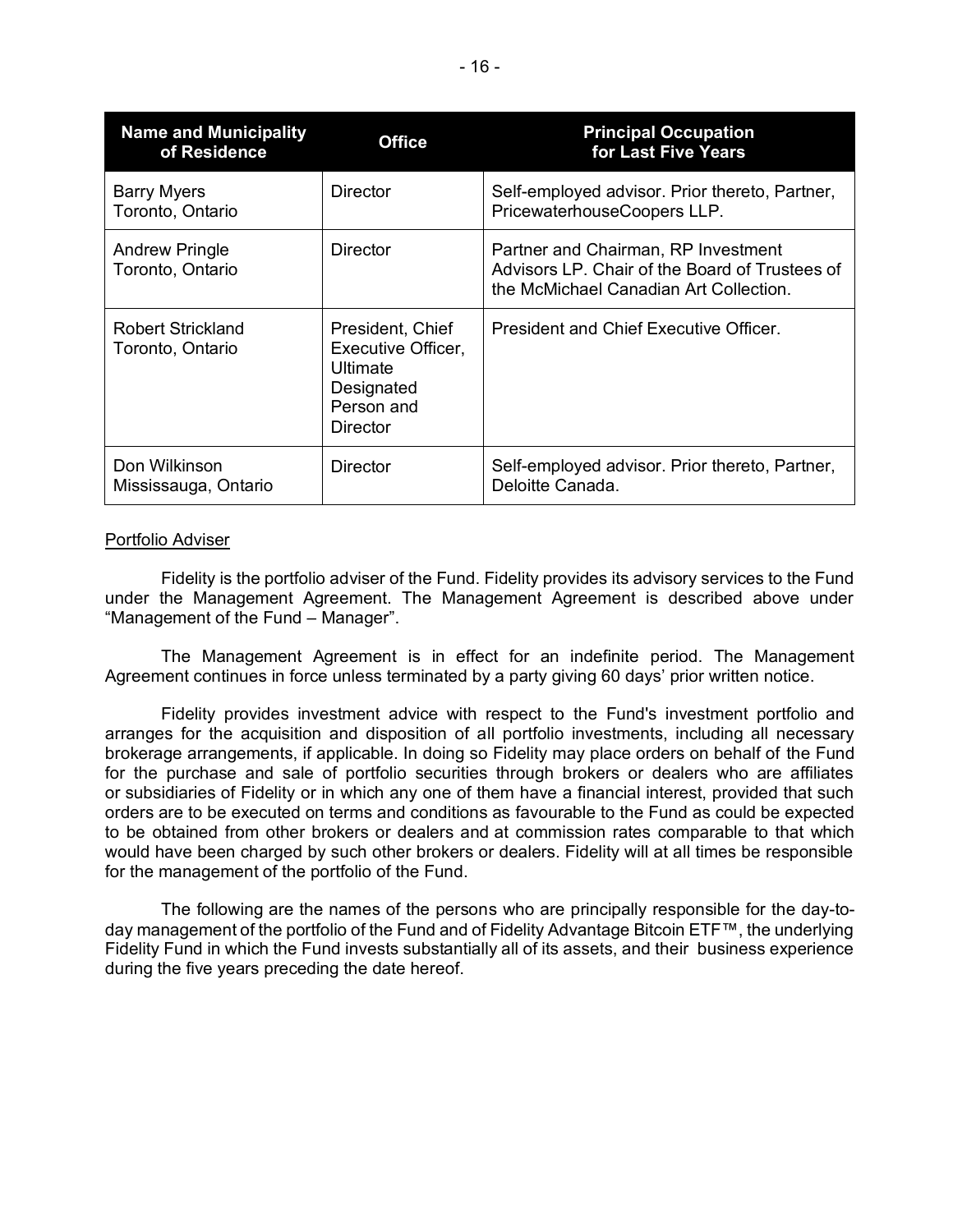| Name and Municipality of Residence | Office | Principal Occupation for Last Five Years |
|---|---|---|
| Barry Myers<br>Toronto, Ontario | Director | Self-employed advisor. Prior thereto, Partner, PricewaterhouseCoopers LLP. |
| Andrew Pringle<br>Toronto, Ontario | Director | Partner and Chairman, RP Investment Advisors LP. Chair of the Board of Trustees of the McMichael Canadian Art Collection. |
| Robert Strickland<br>Toronto, Ontario | President, Chief Executive Officer, Ultimate Designated Person and Director | President and Chief Executive Officer. |
| Don Wilkinson<br>Mississauga, Ontario | Director | Self-employed advisor. Prior thereto, Partner, Deloitte Canada. |

Portfolio Adviser

Fidelity is the portfolio adviser of the Fund. Fidelity provides its advisory services to the Fund under the Management Agreement. The Management Agreement is described above under "Management of the Fund – Manager".

The Management Agreement is in effect for an indefinite period. The Management Agreement continues in force unless terminated by a party giving 60 days' prior written notice.

Fidelity provides investment advice with respect to the Fund's investment portfolio and arranges for the acquisition and disposition of all portfolio investments, including all necessary brokerage arrangements, if applicable. In doing so Fidelity may place orders on behalf of the Fund for the purchase and sale of portfolio securities through brokers or dealers who are affiliates or subsidiaries of Fidelity or in which any one of them have a financial interest, provided that such orders are to be executed on terms and conditions as favourable to the Fund as could be expected to be obtained from other brokers or dealers and at commission rates comparable to that which would have been charged by such other brokers or dealers. Fidelity will at all times be responsible for the management of the portfolio of the Fund.

The following are the names of the persons who are principally responsible for the day-to-day management of the portfolio of the Fund and of Fidelity Advantage Bitcoin ETF™, the underlying Fidelity Fund in which the Fund invests substantially all of its assets, and their business experience during the five years preceding the date hereof.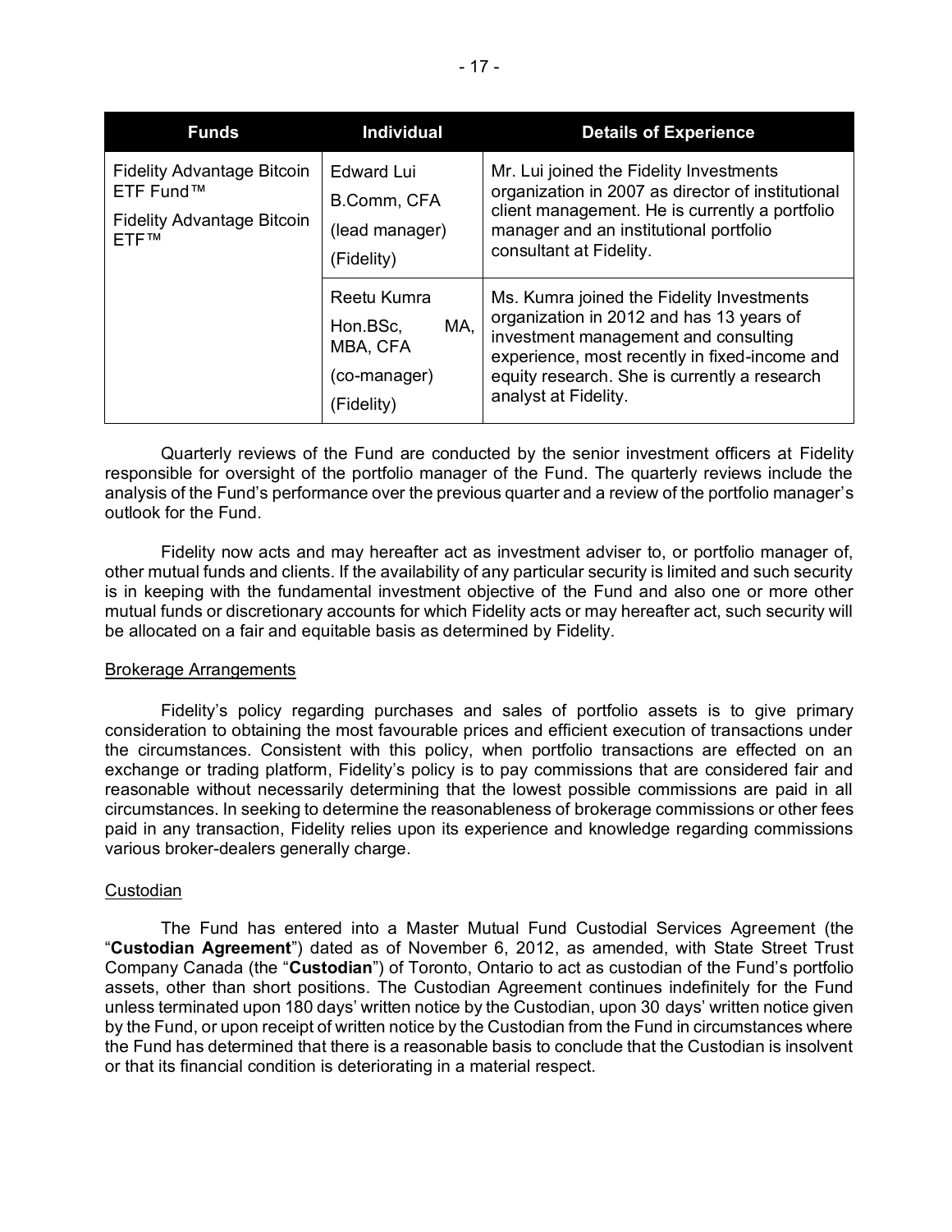| Funds | Individual | Details of Experience |
|---|---|---|
| Fidelity Advantage Bitcoin ETF Fund™<br>Fidelity Advantage Bitcoin ETF™ | Edward Lui<br>B.Comm, CFA<br>(lead manager)<br>(Fidelity) | Mr. Lui joined the Fidelity Investments organization in 2007 as director of institutional client management. He is currently a portfolio manager and an institutional portfolio consultant at Fidelity. |
| | Reetu Kumra<br>Hon.BSc, MA, MBA, CFA<br>(co-manager)<br>(Fidelity) | Ms. Kumra joined the Fidelity Investments organization in 2012 and has 13 years of investment management and consulting experience, most recently in fixed-income and equity research. She is currently a research analyst at Fidelity. |

Quarterly reviews of the Fund are conducted by the senior investment officers at Fidelity responsible for oversight of the portfolio manager of the Fund. The quarterly reviews include the analysis of the Fund's performance over the previous quarter and a review of the portfolio manager's outlook for the Fund.

Fidelity now acts and may hereafter act as investment adviser to, or portfolio manager of, other mutual funds and clients. If the availability of any particular security is limited and such security is in keeping with the fundamental investment objective of the Fund and also one or more other mutual funds or discretionary accounts for which Fidelity acts or may hereafter act, such security will be allocated on a fair and equitable basis as determined by Fidelity.

### Brokerage Arrangements

Fidelity's policy regarding purchases and sales of portfolio assets is to give primary consideration to obtaining the most favourable prices and efficient execution of transactions under the circumstances. Consistent with this policy, when portfolio transactions are effected on an exchange or trading platform, Fidelity's policy is to pay commissions that are considered fair and reasonable without necessarily determining that the lowest possible commissions are paid in all circumstances. In seeking to determine the reasonableness of brokerage commissions or other fees paid in any transaction, Fidelity relies upon its experience and knowledge regarding commissions various broker-dealers generally charge.

### Custodian

The Fund has entered into a Master Mutual Fund Custodial Services Agreement (the "**Custodian Agreement**") dated as of November 6, 2012, as amended, with State Street Trust Company Canada (the "**Custodian**") of Toronto, Ontario to act as custodian of the Fund's portfolio assets, other than short positions. The Custodian Agreement continues indefinitely for the Fund unless terminated upon 180 days' written notice by the Custodian, upon 30 days' written notice given by the Fund, or upon receipt of written notice by the Custodian from the Fund in circumstances where the Fund has determined that there is a reasonable basis to conclude that the Custodian is insolvent or that its financial condition is deteriorating in a material respect.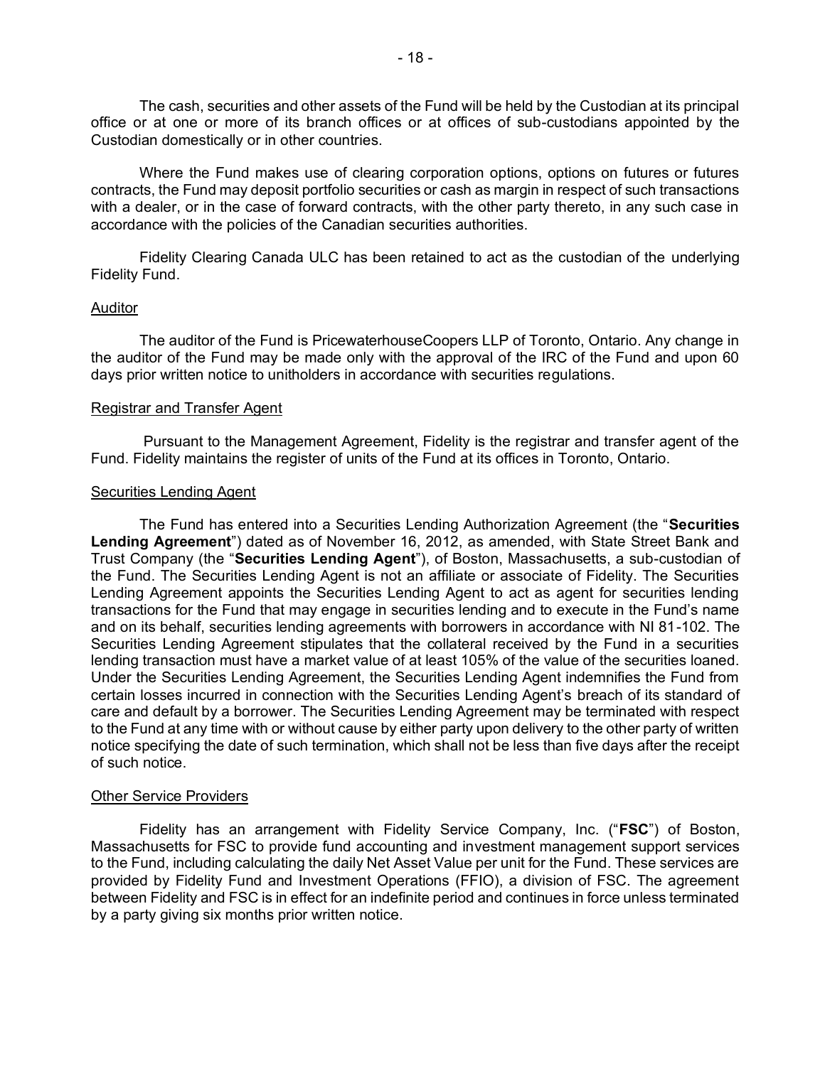The cash, securities and other assets of the Fund will be held by the Custodian at its principal office or at one or more of its branch offices or at offices of sub-custodians appointed by the Custodian domestically or in other countries.

Where the Fund makes use of clearing corporation options, options on futures or futures contracts, the Fund may deposit portfolio securities or cash as margin in respect of such transactions with a dealer, or in the case of forward contracts, with the other party thereto, in any such case in accordance with the policies of the Canadian securities authorities.

Fidelity Clearing Canada ULC has been retained to act as the custodian of the underlying Fidelity Fund.

## Auditor

The auditor of the Fund is PricewaterhouseCoopers LLP of Toronto, Ontario. Any change in the auditor of the Fund may be made only with the approval of the IRC of the Fund and upon 60 days prior written notice to unitholders in accordance with securities regulations.

## Registrar and Transfer Agent

Pursuant to the Management Agreement, Fidelity is the registrar and transfer agent of the Fund. Fidelity maintains the register of units of the Fund at its offices in Toronto, Ontario.

## Securities Lending Agent

The Fund has entered into a Securities Lending Authorization Agreement (the "**Securities Lending Agreement**") dated as of November 16, 2012, as amended, with State Street Bank and Trust Company (the "**Securities Lending Agent**"), of Boston, Massachusetts, a sub-custodian of the Fund. The Securities Lending Agent is not an affiliate or associate of Fidelity. The Securities Lending Agreement appoints the Securities Lending Agent to act as agent for securities lending transactions for the Fund that may engage in securities lending and to execute in the Fund's name and on its behalf, securities lending agreements with borrowers in accordance with NI 81-102. The Securities Lending Agreement stipulates that the collateral received by the Fund in a securities lending transaction must have a market value of at least 105% of the value of the securities loaned. Under the Securities Lending Agreement, the Securities Lending Agent indemnifies the Fund from certain losses incurred in connection with the Securities Lending Agent's breach of its standard of care and default by a borrower. The Securities Lending Agreement may be terminated with respect to the Fund at any time with or without cause by either party upon delivery to the other party of written notice specifying the date of such termination, which shall not be less than five days after the receipt of such notice.

## Other Service Providers

Fidelity has an arrangement with Fidelity Service Company, Inc. ("**FSC**") of Boston, Massachusetts for FSC to provide fund accounting and investment management support services to the Fund, including calculating the daily Net Asset Value per unit for the Fund. These services are provided by Fidelity Fund and Investment Operations (FFIO), a division of FSC. The agreement between Fidelity and FSC is in effect for an indefinite period and continues in force unless terminated by a party giving six months prior written notice.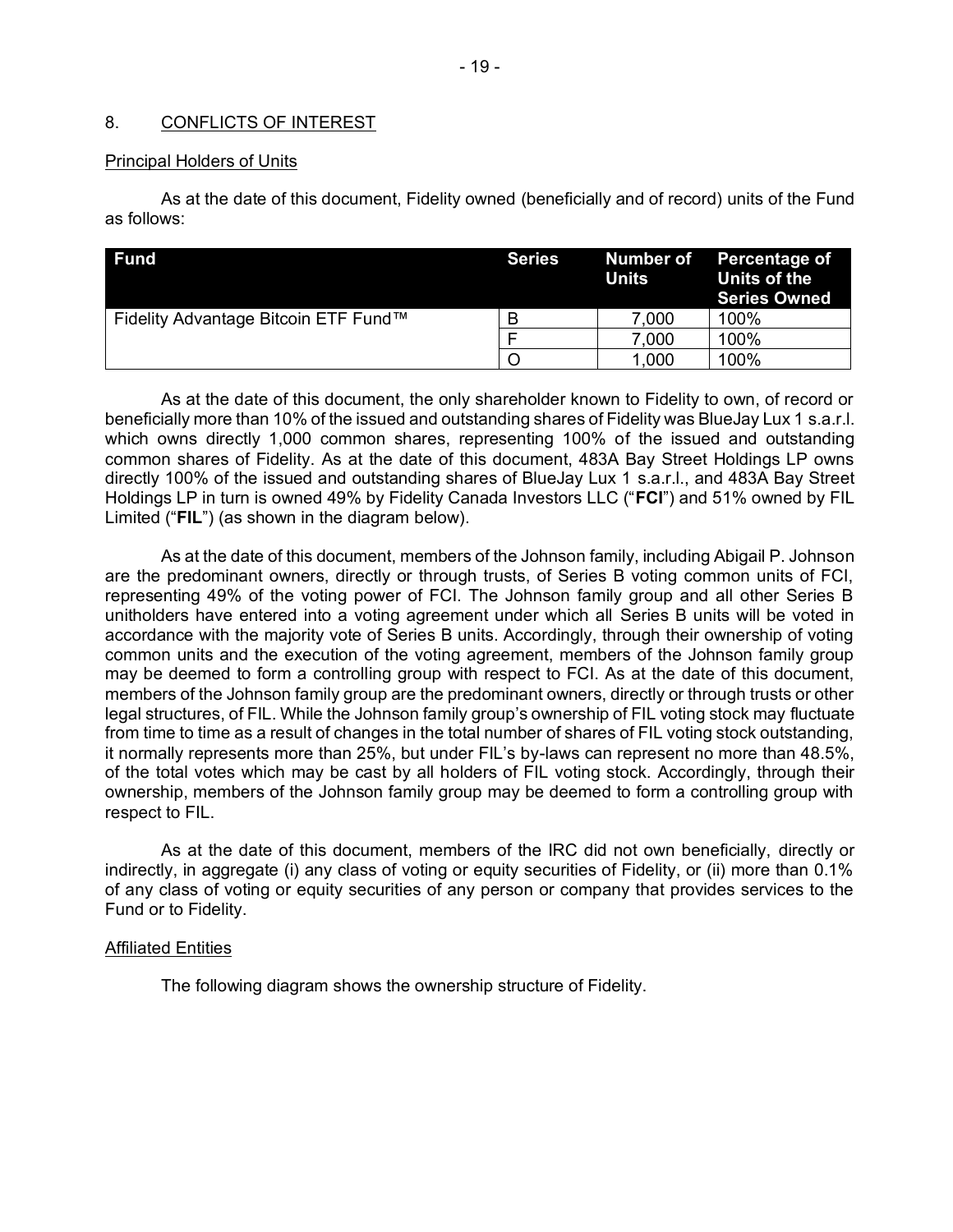## 8. CONFLICTS OF INTEREST

### Principal Holders of Units

As at the date of this document, Fidelity owned (beneficially and of record) units of the Fund as follows:

| Fund | Series | Number of Units | Percentage of Units of the Series Owned |
|---|---|---|---|
| Fidelity Advantage Bitcoin ETF Fund™ | B | 7,000 | 100% |
| | F | 7,000 | 100% |
| | O | 1,000 | 100% |

As at the date of this document, the only shareholder known to Fidelity to own, of record or beneficially more than 10% of the issued and outstanding shares of Fidelity was BlueJay Lux 1 s.a.r.l. which owns directly 1,000 common shares, representing 100% of the issued and outstanding common shares of Fidelity. As at the date of this document, 483A Bay Street Holdings LP owns directly 100% of the issued and outstanding shares of BlueJay Lux 1 s.a.r.l., and 483A Bay Street Holdings LP in turn is owned 49% by Fidelity Canada Investors LLC ("**FCI**") and 51% owned by FIL Limited ("**FIL**") (as shown in the diagram below).

As at the date of this document, members of the Johnson family, including Abigail P. Johnson are the predominant owners, directly or through trusts, of Series B voting common units of FCI, representing 49% of the voting power of FCI. The Johnson family group and all other Series B unitholders have entered into a voting agreement under which all Series B units will be voted in accordance with the majority vote of Series B units. Accordingly, through their ownership of voting common units and the execution of the voting agreement, members of the Johnson family group may be deemed to form a controlling group with respect to FCI. As at the date of this document, members of the Johnson family group are the predominant owners, directly or through trusts or other legal structures, of FIL. While the Johnson family group's ownership of FIL voting stock may fluctuate from time to time as a result of changes in the total number of shares of FIL voting stock outstanding, it normally represents more than 25%, but under FIL's by-laws can represent no more than 48.5%, of the total votes which may be cast by all holders of FIL voting stock. Accordingly, through their ownership, members of the Johnson family group may be deemed to form a controlling group with respect to FIL.

As at the date of this document, members of the IRC did not own beneficially, directly or indirectly, in aggregate (i) any class of voting or equity securities of Fidelity, or (ii) more than 0.1% of any class of voting or equity securities of any person or company that provides services to the Fund or to Fidelity.

### Affiliated Entities

The following diagram shows the ownership structure of Fidelity.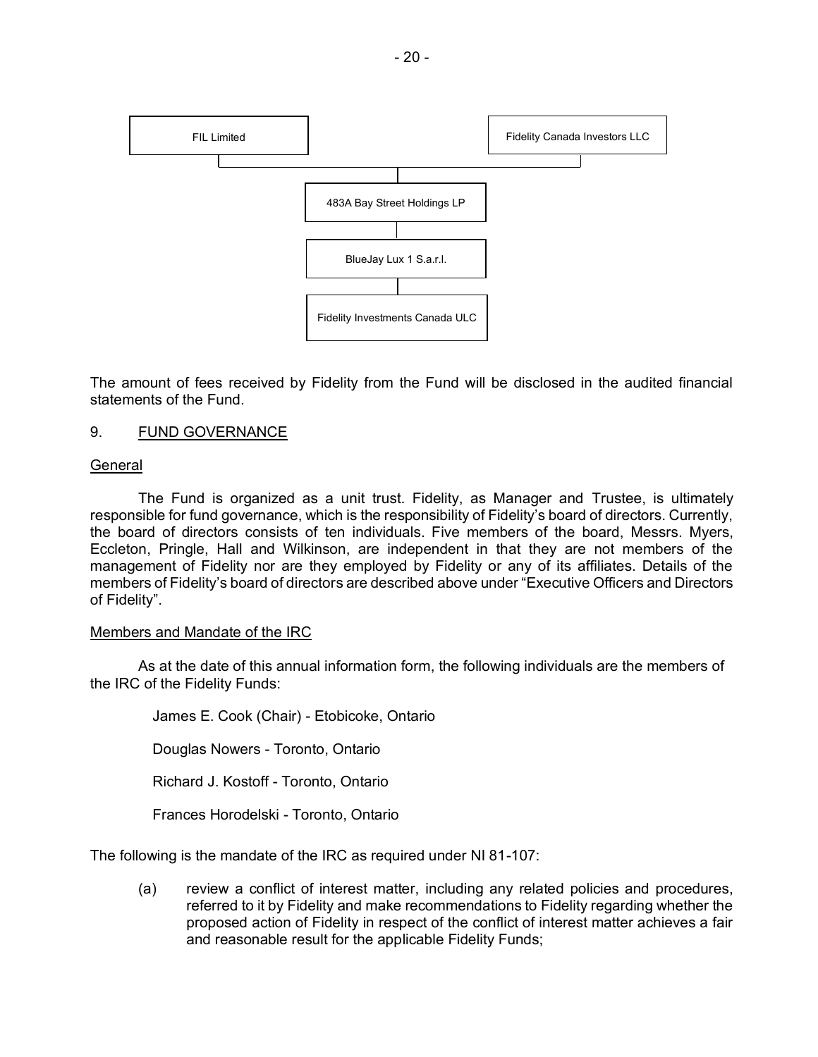FIL Limited

Fidelity Canada Investors LLC

483A Bay Street Holdings LP

BlueJay Lux 1 S.a.r.l.

Fidelity Investments Canada ULC

The amount of fees received by Fidelity from the Fund will be disclosed in the audited financial statements of the Fund.

## 9. FUND GOVERNANCE

### General

The Fund is organized as a unit trust. Fidelity, as Manager and Trustee, is ultimately responsible for fund governance, which is the responsibility of Fidelity's board of directors. Currently, the board of directors consists of ten individuals. Five members of the board, Messrs. Myers, Eccleton, Pringle, Hall and Wilkinson, are independent in that they are not members of the management of Fidelity nor are they employed by Fidelity or any of its affiliates. Details of the members of Fidelity's board of directors are described above under "Executive Officers and Directors of Fidelity".

### Members and Mandate of the IRC

As at the date of this annual information form, the following individuals are the members of the IRC of the Fidelity Funds:

James E. Cook (Chair) - Etobicoke, Ontario

Douglas Nowers - Toronto, Ontario

Richard J. Kostoff - Toronto, Ontario

Frances Horodelski - Toronto, Ontario

The following is the mandate of the IRC as required under NI 81-107:

(a) review a conflict of interest matter, including any related policies and procedures, referred to it by Fidelity and make recommendations to Fidelity regarding whether the proposed action of Fidelity in respect of the conflict of interest matter achieves a fair and reasonable result for the applicable Fidelity Funds;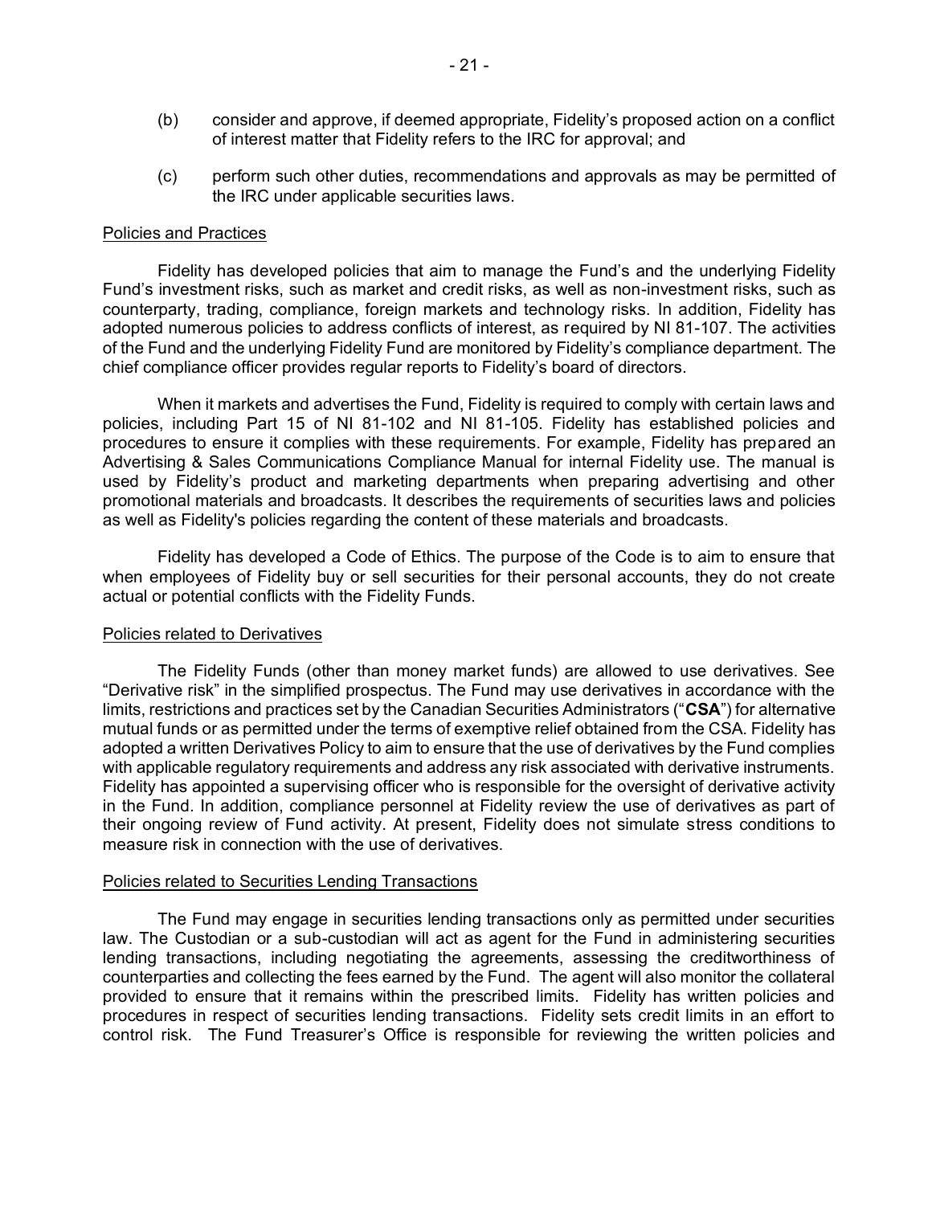(b) consider and approve, if deemed appropriate, Fidelity's proposed action on a conflict of interest matter that Fidelity refers to the IRC for approval; and

(c) perform such other duties, recommendations and approvals as may be permitted of the IRC under applicable securities laws.

Policies and Practices

Fidelity has developed policies that aim to manage the Fund's and the underlying Fidelity Fund's investment risks, such as market and credit risks, as well as non-investment risks, such as counterparty, trading, compliance, foreign markets and technology risks. In addition, Fidelity has adopted numerous policies to address conflicts of interest, as required by NI 81-107. The activities of the Fund and the underlying Fidelity Fund are monitored by Fidelity's compliance department. The chief compliance officer provides regular reports to Fidelity's board of directors.

When it markets and advertises the Fund, Fidelity is required to comply with certain laws and policies, including Part 15 of NI 81-102 and NI 81-105. Fidelity has established policies and procedures to ensure it complies with these requirements. For example, Fidelity has prepared an Advertising & Sales Communications Compliance Manual for internal Fidelity use. The manual is used by Fidelity's product and marketing departments when preparing advertising and other promotional materials and broadcasts. It describes the requirements of securities laws and policies as well as Fidelity's policies regarding the content of these materials and broadcasts.

Fidelity has developed a Code of Ethics. The purpose of the Code is to aim to ensure that when employees of Fidelity buy or sell securities for their personal accounts, they do not create actual or potential conflicts with the Fidelity Funds.

Policies related to Derivatives

The Fidelity Funds (other than money market funds) are allowed to use derivatives. See "Derivative risk" in the simplified prospectus. The Fund may use derivatives in accordance with the limits, restrictions and practices set by the Canadian Securities Administrators ("**CSA**") for alternative mutual funds or as permitted under the terms of exemptive relief obtained from the CSA. Fidelity has adopted a written Derivatives Policy to aim to ensure that the use of derivatives by the Fund complies with applicable regulatory requirements and address any risk associated with derivative instruments. Fidelity has appointed a supervising officer who is responsible for the oversight of derivative activity in the Fund. In addition, compliance personnel at Fidelity review the use of derivatives as part of their ongoing review of Fund activity. At present, Fidelity does not simulate stress conditions to measure risk in connection with the use of derivatives.

Policies related to Securities Lending Transactions

The Fund may engage in securities lending transactions only as permitted under securities law. The Custodian or a sub-custodian will act as agent for the Fund in administering securities lending transactions, including negotiating the agreements, assessing the creditworthiness of counterparties and collecting the fees earned by the Fund. The agent will also monitor the collateral provided to ensure that it remains within the prescribed limits. Fidelity has written policies and procedures in respect of securities lending transactions. Fidelity sets credit limits in an effort to control risk. The Fund Treasurer's Office is responsible for reviewing the written policies and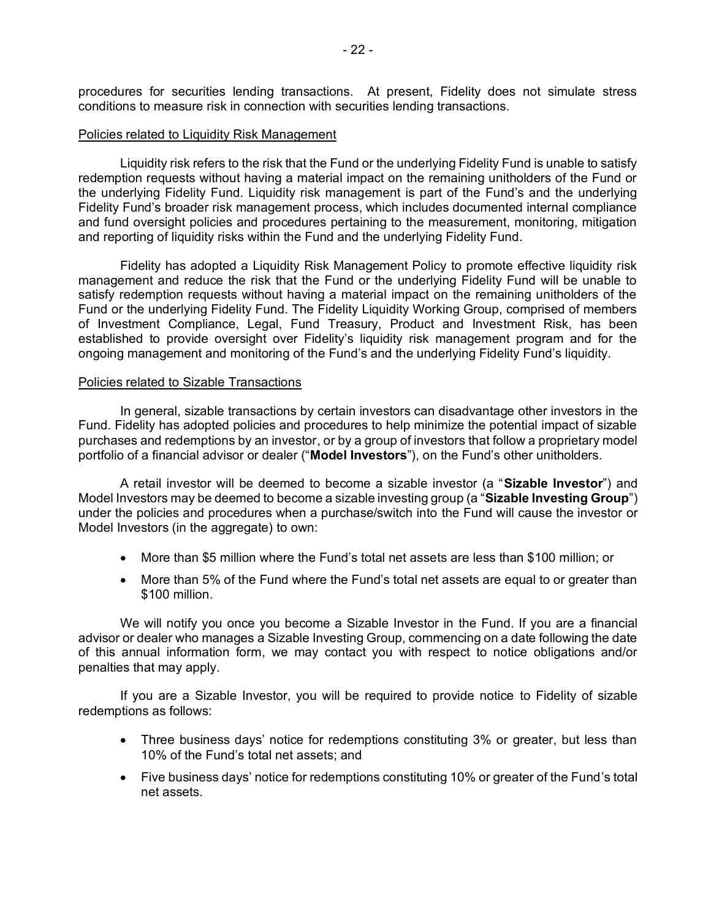procedures for securities lending transactions. At present, Fidelity does not simulate stress conditions to measure risk in connection with securities lending transactions.

Policies related to Liquidity Risk Management

Liquidity risk refers to the risk that the Fund or the underlying Fidelity Fund is unable to satisfy redemption requests without having a material impact on the remaining unitholders of the Fund or the underlying Fidelity Fund. Liquidity risk management is part of the Fund's and the underlying Fidelity Fund's broader risk management process, which includes documented internal compliance and fund oversight policies and procedures pertaining to the measurement, monitoring, mitigation and reporting of liquidity risks within the Fund and the underlying Fidelity Fund.

Fidelity has adopted a Liquidity Risk Management Policy to promote effective liquidity risk management and reduce the risk that the Fund or the underlying Fidelity Fund will be unable to satisfy redemption requests without having a material impact on the remaining unitholders of the Fund or the underlying Fidelity Fund. The Fidelity Liquidity Working Group, comprised of members of Investment Compliance, Legal, Fund Treasury, Product and Investment Risk, has been established to provide oversight over Fidelity's liquidity risk management program and for the ongoing management and monitoring of the Fund's and the underlying Fidelity Fund's liquidity.

Policies related to Sizable Transactions

In general, sizable transactions by certain investors can disadvantage other investors in the Fund. Fidelity has adopted policies and procedures to help minimize the potential impact of sizable purchases and redemptions by an investor, or by a group of investors that follow a proprietary model portfolio of a financial advisor or dealer ("**Model Investors**"), on the Fund's other unitholders.

A retail investor will be deemed to become a sizable investor (a "**Sizable Investor**") and Model Investors may be deemed to become a sizable investing group (a "**Sizable Investing Group**") under the policies and procedures when a purchase/switch into the Fund will cause the investor or Model Investors (in the aggregate) to own:

- More than $5 million where the Fund's total net assets are less than $100 million; or
- More than 5% of the Fund where the Fund's total net assets are equal to or greater than $100 million.

We will notify you once you become a Sizable Investor in the Fund. If you are a financial advisor or dealer who manages a Sizable Investing Group, commencing on a date following the date of this annual information form, we may contact you with respect to notice obligations and/or penalties that may apply.

If you are a Sizable Investor, you will be required to provide notice to Fidelity of sizable redemptions as follows:

- Three business days' notice for redemptions constituting 3% or greater, but less than 10% of the Fund's total net assets; and
- Five business days' notice for redemptions constituting 10% or greater of the Fund's total net assets.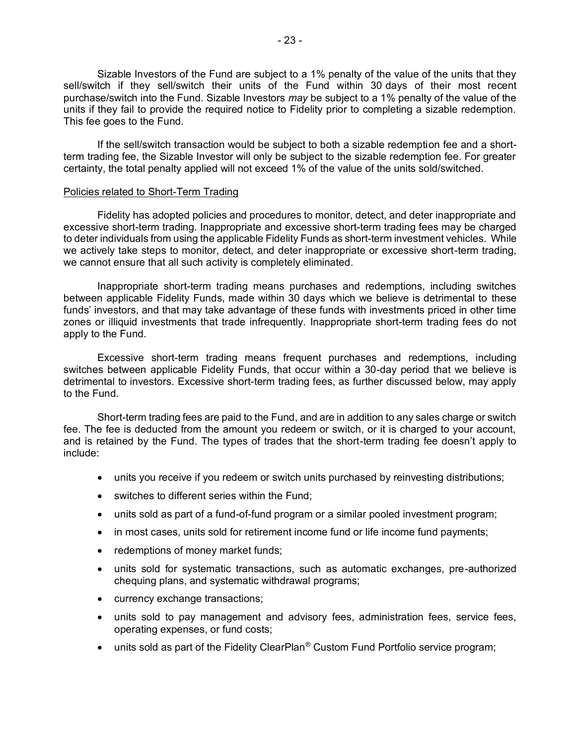Sizable Investors of the Fund are subject to a 1% penalty of the value of the units that they sell/switch if they sell/switch their units of the Fund within 30 days of their most recent purchase/switch into the Fund. Sizable Investors *may* be subject to a 1% penalty of the value of the units if they fail to provide the required notice to Fidelity prior to completing a sizable redemption. This fee goes to the Fund.

If the sell/switch transaction would be subject to both a sizable redemption fee and a short-term trading fee, the Sizable Investor will only be subject to the sizable redemption fee. For greater certainty, the total penalty applied will not exceed 1% of the value of the units sold/switched.

Policies related to Short-Term Trading

Fidelity has adopted policies and procedures to monitor, detect, and deter inappropriate and excessive short-term trading. Inappropriate and excessive short-term trading fees may be charged to deter individuals from using the applicable Fidelity Funds as short-term investment vehicles. While we actively take steps to monitor, detect, and deter inappropriate or excessive short-term trading, we cannot ensure that all such activity is completely eliminated.

Inappropriate short-term trading means purchases and redemptions, including switches between applicable Fidelity Funds, made within 30 days which we believe is detrimental to these funds' investors, and that may take advantage of these funds with investments priced in other time zones or illiquid investments that trade infrequently. Inappropriate short-term trading fees do not apply to the Fund.

Excessive short-term trading means frequent purchases and redemptions, including switches between applicable Fidelity Funds, that occur within a 30-day period that we believe is detrimental to investors. Excessive short-term trading fees, as further discussed below, may apply to the Fund.

Short-term trading fees are paid to the Fund, and are in addition to any sales charge or switch fee. The fee is deducted from the amount you redeem or switch, or it is charged to your account, and is retained by the Fund. The types of trades that the short-term trading fee doesn't apply to include:

- units you receive if you redeem or switch units purchased by reinvesting distributions;
- switches to different series within the Fund;
- units sold as part of a fund-of-fund program or a similar pooled investment program;
- in most cases, units sold for retirement income fund or life income fund payments;
- redemptions of money market funds;
- units sold for systematic transactions, such as automatic exchanges, pre-authorized chequing plans, and systematic withdrawal programs;
- currency exchange transactions;
- units sold to pay management and advisory fees, administration fees, service fees, operating expenses, or fund costs;
- units sold as part of the Fidelity ClearPlan® Custom Fund Portfolio service program;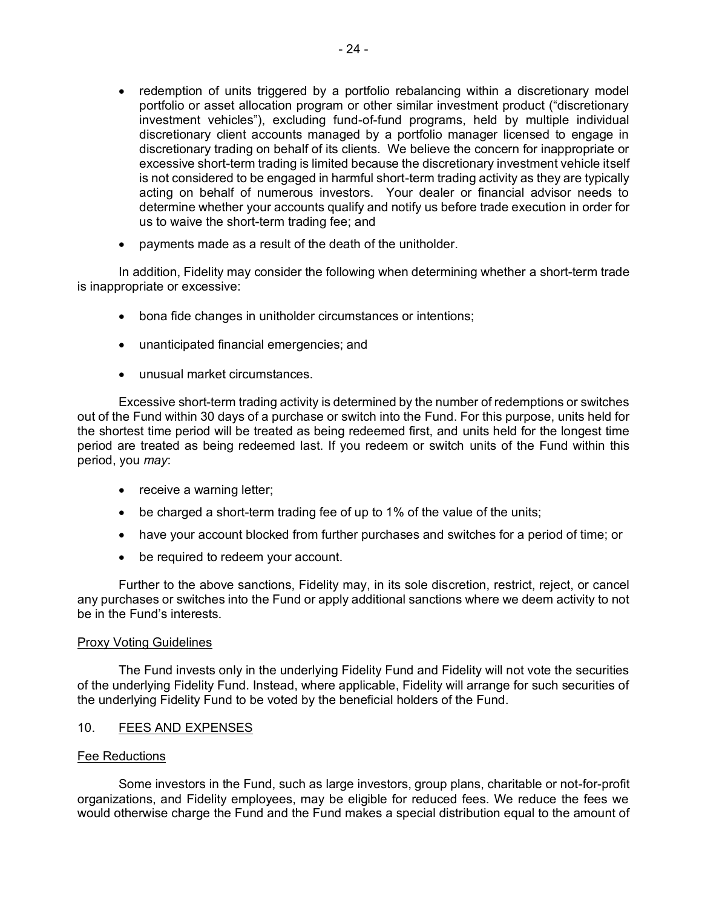- redemption of units triggered by a portfolio rebalancing within a discretionary model portfolio or asset allocation program or other similar investment product ("discretionary investment vehicles"), excluding fund-of-fund programs, held by multiple individual discretionary client accounts managed by a portfolio manager licensed to engage in discretionary trading on behalf of its clients. We believe the concern for inappropriate or excessive short-term trading is limited because the discretionary investment vehicle itself is not considered to be engaged in harmful short-term trading activity as they are typically acting on behalf of numerous investors. Your dealer or financial advisor needs to determine whether your accounts qualify and notify us before trade execution in order for us to waive the short-term trading fee; and
- payments made as a result of the death of the unitholder.

In addition, Fidelity may consider the following when determining whether a short-term trade is inappropriate or excessive:

- bona fide changes in unitholder circumstances or intentions;
- unanticipated financial emergencies; and
- unusual market circumstances.

Excessive short-term trading activity is determined by the number of redemptions or switches out of the Fund within 30 days of a purchase or switch into the Fund. For this purpose, units held for the shortest time period will be treated as being redeemed first, and units held for the longest time period are treated as being redeemed last. If you redeem or switch units of the Fund within this period, you *may*:

- receive a warning letter;
- be charged a short-term trading fee of up to 1% of the value of the units;
- have your account blocked from further purchases and switches for a period of time; or
- be required to redeem your account.

Further to the above sanctions, Fidelity may, in its sole discretion, restrict, reject, or cancel any purchases or switches into the Fund or apply additional sanctions where we deem activity to not be in the Fund's interests.

### Proxy Voting Guidelines

The Fund invests only in the underlying Fidelity Fund and Fidelity will not vote the securities of the underlying Fidelity Fund. Instead, where applicable, Fidelity will arrange for such securities of the underlying Fidelity Fund to be voted by the beneficial holders of the Fund.

## 10. FEES AND EXPENSES

### Fee Reductions

Some investors in the Fund, such as large investors, group plans, charitable or not-for-profit organizations, and Fidelity employees, may be eligible for reduced fees. We reduce the fees we would otherwise charge the Fund and the Fund makes a special distribution equal to the amount of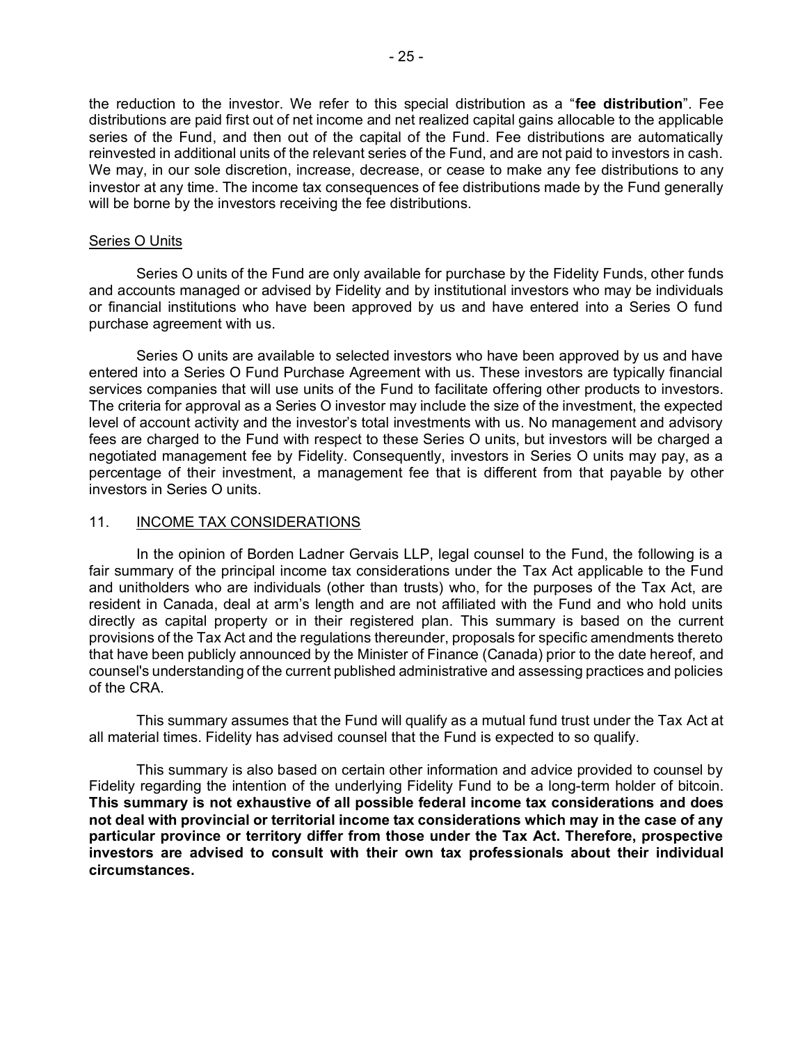the reduction to the investor. We refer to this special distribution as a "**fee distribution**". Fee distributions are paid first out of net income and net realized capital gains allocable to the applicable series of the Fund, and then out of the capital of the Fund. Fee distributions are automatically reinvested in additional units of the relevant series of the Fund, and are not paid to investors in cash. We may, in our sole discretion, increase, decrease, or cease to make any fee distributions to any investor at any time. The income tax consequences of fee distributions made by the Fund generally will be borne by the investors receiving the fee distributions.

Series O Units

Series O units of the Fund are only available for purchase by the Fidelity Funds, other funds and accounts managed or advised by Fidelity and by institutional investors who may be individuals or financial institutions who have been approved by us and have entered into a Series O fund purchase agreement with us.

Series O units are available to selected investors who have been approved by us and have entered into a Series O Fund Purchase Agreement with us. These investors are typically financial services companies that will use units of the Fund to facilitate offering other products to investors. The criteria for approval as a Series O investor may include the size of the investment, the expected level of account activity and the investor's total investments with us. No management and advisory fees are charged to the Fund with respect to these Series O units, but investors will be charged a negotiated management fee by Fidelity. Consequently, investors in Series O units may pay, as a percentage of their investment, a management fee that is different from that payable by other investors in Series O units.

## 11. INCOME TAX CONSIDERATIONS

In the opinion of Borden Ladner Gervais LLP, legal counsel to the Fund, the following is a fair summary of the principal income tax considerations under the Tax Act applicable to the Fund and unitholders who are individuals (other than trusts) who, for the purposes of the Tax Act, are resident in Canada, deal at arm's length and are not affiliated with the Fund and who hold units directly as capital property or in their registered plan. This summary is based on the current provisions of the Tax Act and the regulations thereunder, proposals for specific amendments thereto that have been publicly announced by the Minister of Finance (Canada) prior to the date hereof, and counsel's understanding of the current published administrative and assessing practices and policies of the CRA.

This summary assumes that the Fund will qualify as a mutual fund trust under the Tax Act at all material times. Fidelity has advised counsel that the Fund is expected to so qualify.

This summary is also based on certain other information and advice provided to counsel by Fidelity regarding the intention of the underlying Fidelity Fund to be a long-term holder of bitcoin. **This summary is not exhaustive of all possible federal income tax considerations and does not deal with provincial or territorial income tax considerations which may in the case of any particular province or territory differ from those under the Tax Act. Therefore, prospective investors are advised to consult with their own tax professionals about their individual circumstances.**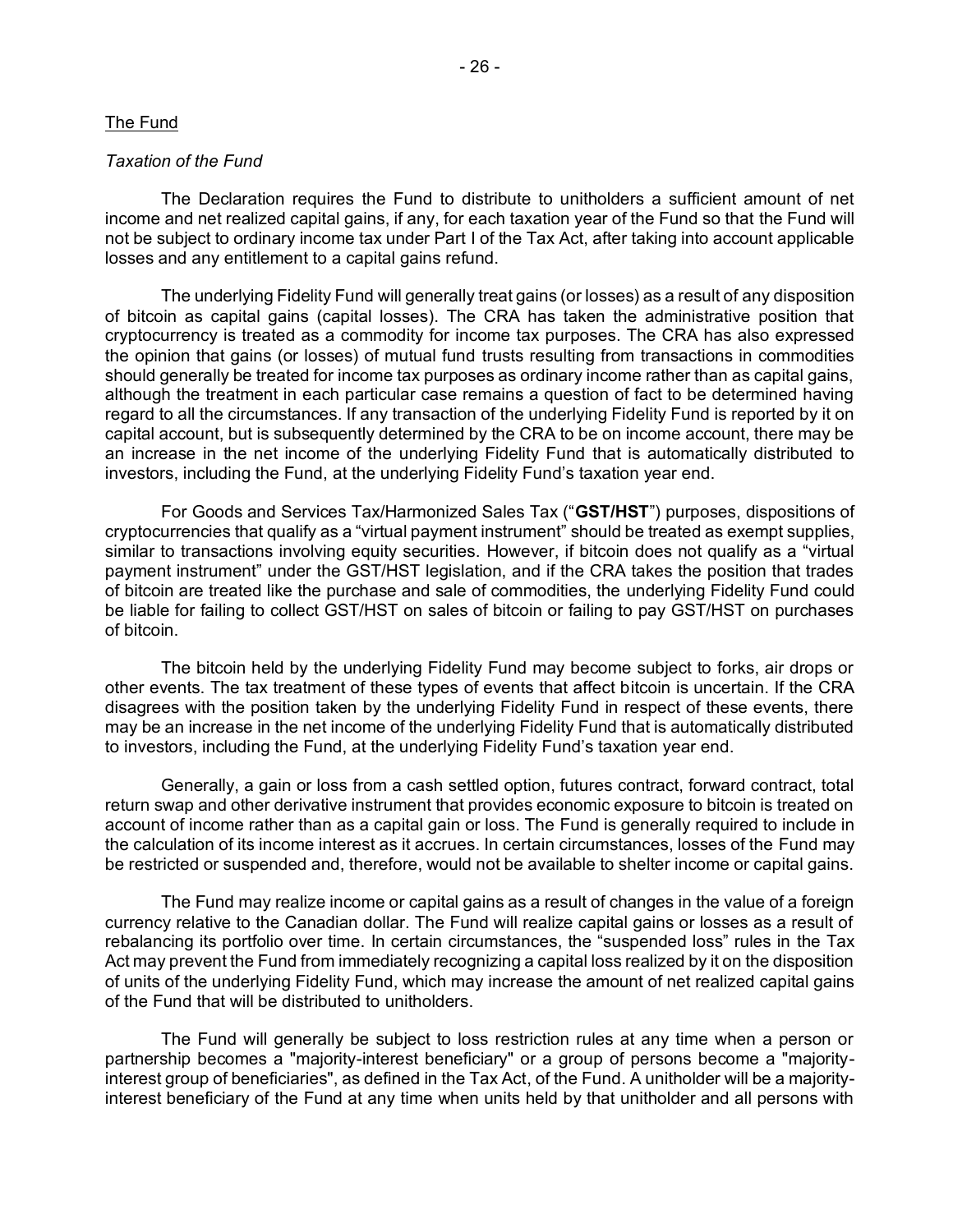The Fund

*Taxation of the Fund*

The Declaration requires the Fund to distribute to unitholders a sufficient amount of net income and net realized capital gains, if any, for each taxation year of the Fund so that the Fund will not be subject to ordinary income tax under Part I of the Tax Act, after taking into account applicable losses and any entitlement to a capital gains refund.

The underlying Fidelity Fund will generally treat gains (or losses) as a result of any disposition of bitcoin as capital gains (capital losses). The CRA has taken the administrative position that cryptocurrency is treated as a commodity for income tax purposes. The CRA has also expressed the opinion that gains (or losses) of mutual fund trusts resulting from transactions in commodities should generally be treated for income tax purposes as ordinary income rather than as capital gains, although the treatment in each particular case remains a question of fact to be determined having regard to all the circumstances. If any transaction of the underlying Fidelity Fund is reported by it on capital account, but is subsequently determined by the CRA to be on income account, there may be an increase in the net income of the underlying Fidelity Fund that is automatically distributed to investors, including the Fund, at the underlying Fidelity Fund's taxation year end.

For Goods and Services Tax/Harmonized Sales Tax ("**GST/HST**") purposes, dispositions of cryptocurrencies that qualify as a "virtual payment instrument" should be treated as exempt supplies, similar to transactions involving equity securities. However, if bitcoin does not qualify as a "virtual payment instrument" under the GST/HST legislation, and if the CRA takes the position that trades of bitcoin are treated like the purchase and sale of commodities, the underlying Fidelity Fund could be liable for failing to collect GST/HST on sales of bitcoin or failing to pay GST/HST on purchases of bitcoin.

The bitcoin held by the underlying Fidelity Fund may become subject to forks, air drops or other events. The tax treatment of these types of events that affect bitcoin is uncertain. If the CRA disagrees with the position taken by the underlying Fidelity Fund in respect of these events, there may be an increase in the net income of the underlying Fidelity Fund that is automatically distributed to investors, including the Fund, at the underlying Fidelity Fund's taxation year end.

Generally, a gain or loss from a cash settled option, futures contract, forward contract, total return swap and other derivative instrument that provides economic exposure to bitcoin is treated on account of income rather than as a capital gain or loss. The Fund is generally required to include in the calculation of its income interest as it accrues. In certain circumstances, losses of the Fund may be restricted or suspended and, therefore, would not be available to shelter income or capital gains.

The Fund may realize income or capital gains as a result of changes in the value of a foreign currency relative to the Canadian dollar. The Fund will realize capital gains or losses as a result of rebalancing its portfolio over time. In certain circumstances, the "suspended loss" rules in the Tax Act may prevent the Fund from immediately recognizing a capital loss realized by it on the disposition of units of the underlying Fidelity Fund, which may increase the amount of net realized capital gains of the Fund that will be distributed to unitholders.

The Fund will generally be subject to loss restriction rules at any time when a person or partnership becomes a "majority-interest beneficiary" or a group of persons become a "majority-interest group of beneficiaries", as defined in the Tax Act, of the Fund. A unitholder will be a majority-interest beneficiary of the Fund at any time when units held by that unitholder and all persons with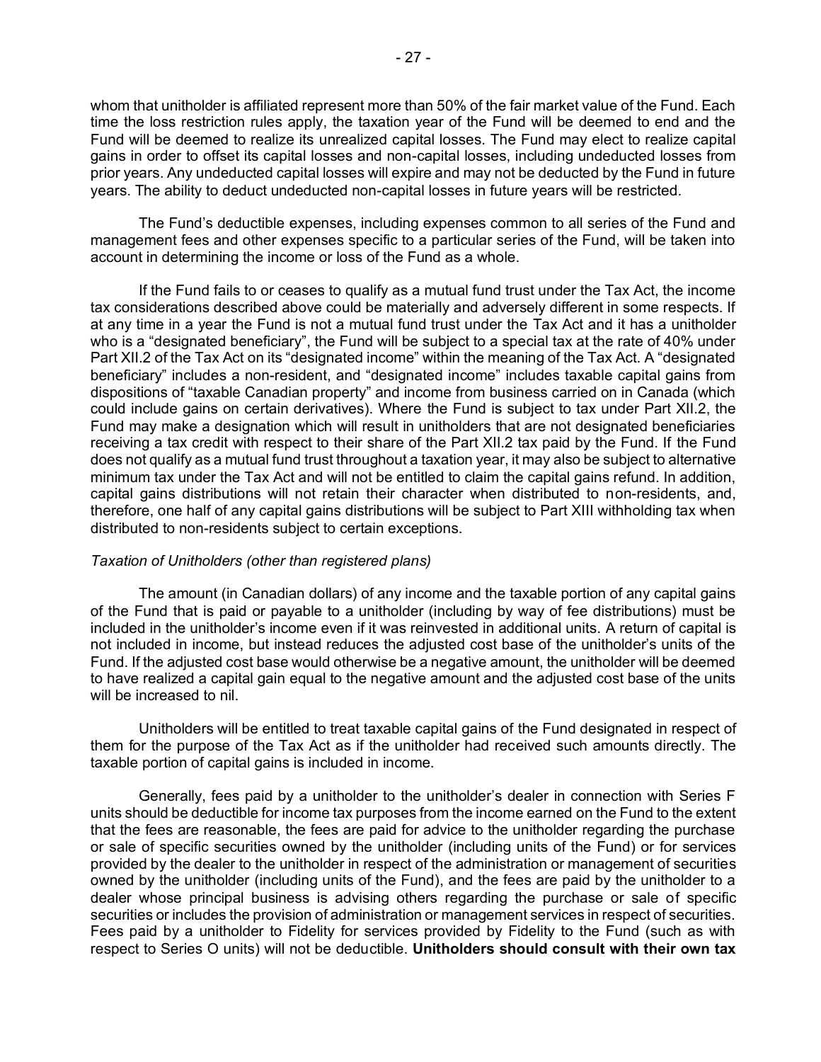whom that unitholder is affiliated represent more than 50% of the fair market value of the Fund. Each time the loss restriction rules apply, the taxation year of the Fund will be deemed to end and the Fund will be deemed to realize its unrealized capital losses. The Fund may elect to realize capital gains in order to offset its capital losses and non-capital losses, including undeducted losses from prior years. Any undeducted capital losses will expire and may not be deducted by the Fund in future years. The ability to deduct undeducted non-capital losses in future years will be restricted.

The Fund's deductible expenses, including expenses common to all series of the Fund and management fees and other expenses specific to a particular series of the Fund, will be taken into account in determining the income or loss of the Fund as a whole.

If the Fund fails to or ceases to qualify as a mutual fund trust under the Tax Act, the income tax considerations described above could be materially and adversely different in some respects. If at any time in a year the Fund is not a mutual fund trust under the Tax Act and it has a unitholder who is a "designated beneficiary", the Fund will be subject to a special tax at the rate of 40% under Part XII.2 of the Tax Act on its "designated income" within the meaning of the Tax Act. A "designated beneficiary" includes a non-resident, and "designated income" includes taxable capital gains from dispositions of "taxable Canadian property" and income from business carried on in Canada (which could include gains on certain derivatives). Where the Fund is subject to tax under Part XII.2, the Fund may make a designation which will result in unitholders that are not designated beneficiaries receiving a tax credit with respect to their share of the Part XII.2 tax paid by the Fund. If the Fund does not qualify as a mutual fund trust throughout a taxation year, it may also be subject to alternative minimum tax under the Tax Act and will not be entitled to claim the capital gains refund. In addition, capital gains distributions will not retain their character when distributed to non-residents, and, therefore, one half of any capital gains distributions will be subject to Part XIII withholding tax when distributed to non-residents subject to certain exceptions.

*Taxation of Unitholders (other than registered plans)*

The amount (in Canadian dollars) of any income and the taxable portion of any capital gains of the Fund that is paid or payable to a unitholder (including by way of fee distributions) must be included in the unitholder's income even if it was reinvested in additional units. A return of capital is not included in income, but instead reduces the adjusted cost base of the unitholder's units of the Fund. If the adjusted cost base would otherwise be a negative amount, the unitholder will be deemed to have realized a capital gain equal to the negative amount and the adjusted cost base of the units will be increased to nil.

Unitholders will be entitled to treat taxable capital gains of the Fund designated in respect of them for the purpose of the Tax Act as if the unitholder had received such amounts directly. The taxable portion of capital gains is included in income.

Generally, fees paid by a unitholder to the unitholder's dealer in connection with Series F units should be deductible for income tax purposes from the income earned on the Fund to the extent that the fees are reasonable, the fees are paid for advice to the unitholder regarding the purchase or sale of specific securities owned by the unitholder (including units of the Fund) or for services provided by the dealer to the unitholder in respect of the administration or management of securities owned by the unitholder (including units of the Fund), and the fees are paid by the unitholder to a dealer whose principal business is advising others regarding the purchase or sale of specific securities or includes the provision of administration or management services in respect of securities. Fees paid by a unitholder to Fidelity for services provided by Fidelity to the Fund (such as with respect to Series O units) will not be deductible. **Unitholders should consult with their own tax**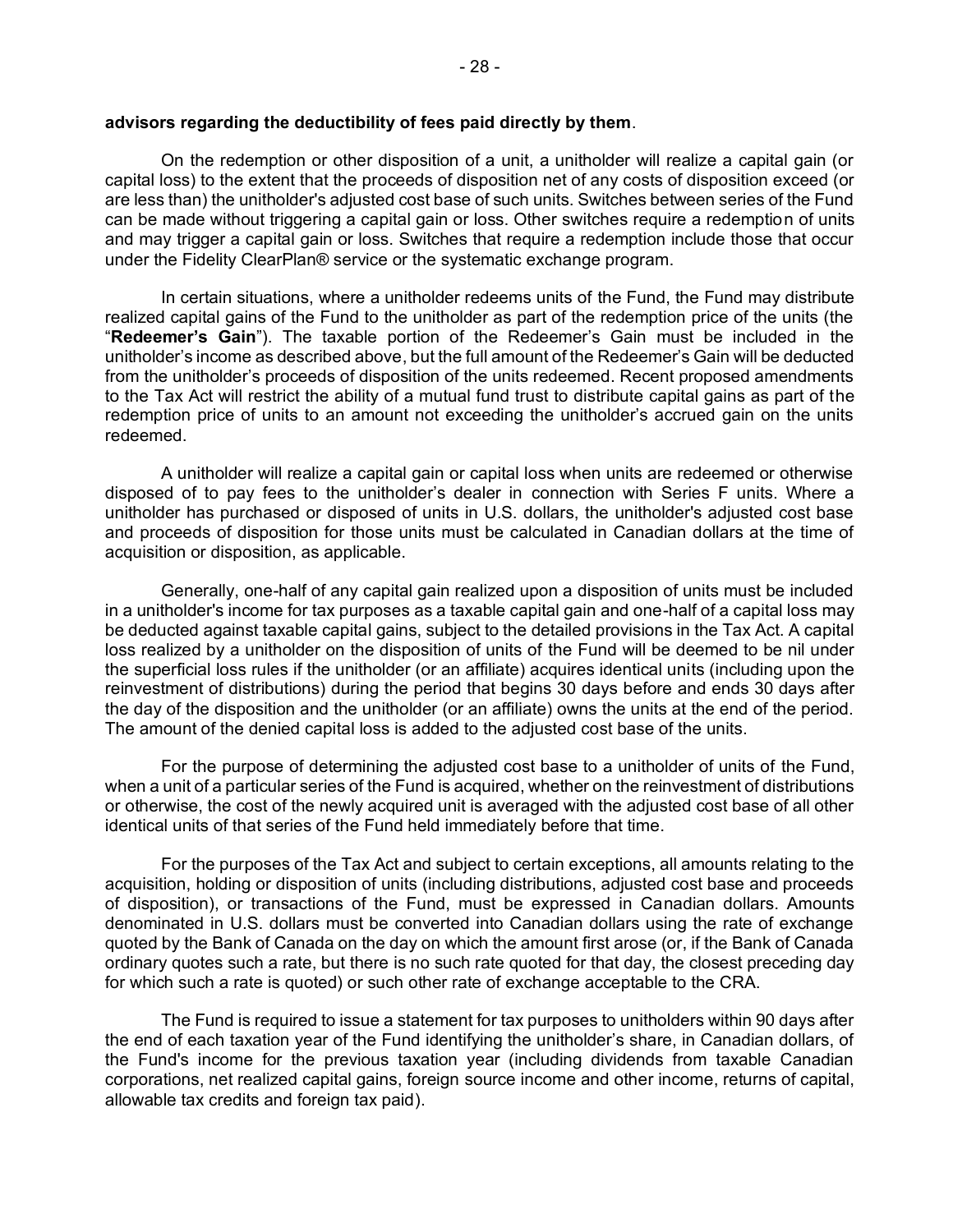**advisors regarding the deductibility of fees paid directly by them**.

On the redemption or other disposition of a unit, a unitholder will realize a capital gain (or capital loss) to the extent that the proceeds of disposition net of any costs of disposition exceed (or are less than) the unitholder's adjusted cost base of such units. Switches between series of the Fund can be made without triggering a capital gain or loss. Other switches require a redemption of units and may trigger a capital gain or loss. Switches that require a redemption include those that occur under the Fidelity ClearPlan® service or the systematic exchange program.

In certain situations, where a unitholder redeems units of the Fund, the Fund may distribute realized capital gains of the Fund to the unitholder as part of the redemption price of the units (the "**Redeemer's Gain**"). The taxable portion of the Redeemer's Gain must be included in the unitholder's income as described above, but the full amount of the Redeemer's Gain will be deducted from the unitholder's proceeds of disposition of the units redeemed. Recent proposed amendments to the Tax Act will restrict the ability of a mutual fund trust to distribute capital gains as part of the redemption price of units to an amount not exceeding the unitholder's accrued gain on the units redeemed.

A unitholder will realize a capital gain or capital loss when units are redeemed or otherwise disposed of to pay fees to the unitholder's dealer in connection with Series F units. Where a unitholder has purchased or disposed of units in U.S. dollars, the unitholder's adjusted cost base and proceeds of disposition for those units must be calculated in Canadian dollars at the time of acquisition or disposition, as applicable.

Generally, one-half of any capital gain realized upon a disposition of units must be included in a unitholder's income for tax purposes as a taxable capital gain and one-half of a capital loss may be deducted against taxable capital gains, subject to the detailed provisions in the Tax Act. A capital loss realized by a unitholder on the disposition of units of the Fund will be deemed to be nil under the superficial loss rules if the unitholder (or an affiliate) acquires identical units (including upon the reinvestment of distributions) during the period that begins 30 days before and ends 30 days after the day of the disposition and the unitholder (or an affiliate) owns the units at the end of the period. The amount of the denied capital loss is added to the adjusted cost base of the units.

For the purpose of determining the adjusted cost base to a unitholder of units of the Fund, when a unit of a particular series of the Fund is acquired, whether on the reinvestment of distributions or otherwise, the cost of the newly acquired unit is averaged with the adjusted cost base of all other identical units of that series of the Fund held immediately before that time.

For the purposes of the Tax Act and subject to certain exceptions, all amounts relating to the acquisition, holding or disposition of units (including distributions, adjusted cost base and proceeds of disposition), or transactions of the Fund, must be expressed in Canadian dollars. Amounts denominated in U.S. dollars must be converted into Canadian dollars using the rate of exchange quoted by the Bank of Canada on the day on which the amount first arose (or, if the Bank of Canada ordinary quotes such a rate, but there is no such rate quoted for that day, the closest preceding day for which such a rate is quoted) or such other rate of exchange acceptable to the CRA.

The Fund is required to issue a statement for tax purposes to unitholders within 90 days after the end of each taxation year of the Fund identifying the unitholder's share, in Canadian dollars, of the Fund's income for the previous taxation year (including dividends from taxable Canadian corporations, net realized capital gains, foreign source income and other income, returns of capital, allowable tax credits and foreign tax paid).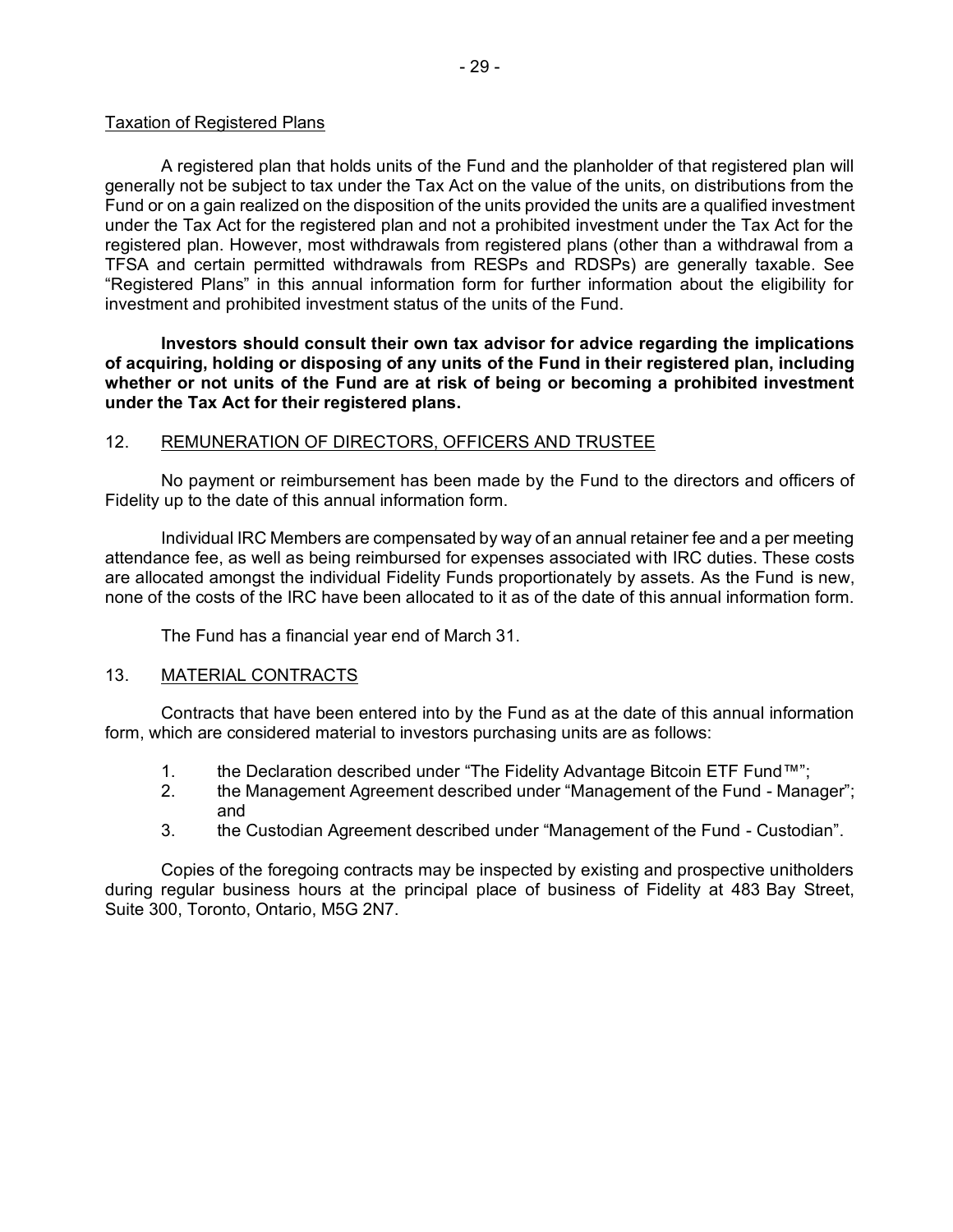Taxation of Registered Plans

A registered plan that holds units of the Fund and the planholder of that registered plan will generally not be subject to tax under the Tax Act on the value of the units, on distributions from the Fund or on a gain realized on the disposition of the units provided the units are a qualified investment under the Tax Act for the registered plan and not a prohibited investment under the Tax Act for the registered plan. However, most withdrawals from registered plans (other than a withdrawal from a TFSA and certain permitted withdrawals from RESPs and RDSPs) are generally taxable. See "Registered Plans" in this annual information form for further information about the eligibility for investment and prohibited investment status of the units of the Fund.

**Investors should consult their own tax advisor for advice regarding the implications of acquiring, holding or disposing of any units of the Fund in their registered plan, including whether or not units of the Fund are at risk of being or becoming a prohibited investment under the Tax Act for their registered plans.**

## 12. REMUNERATION OF DIRECTORS, OFFICERS AND TRUSTEE

No payment or reimbursement has been made by the Fund to the directors and officers of Fidelity up to the date of this annual information form.

Individual IRC Members are compensated by way of an annual retainer fee and a per meeting attendance fee, as well as being reimbursed for expenses associated with IRC duties. These costs are allocated amongst the individual Fidelity Funds proportionately by assets. As the Fund is new, none of the costs of the IRC have been allocated to it as of the date of this annual information form.

The Fund has a financial year end of March 31.

## 13. MATERIAL CONTRACTS

Contracts that have been entered into by the Fund as at the date of this annual information form, which are considered material to investors purchasing units are as follows:

1. the Declaration described under "The Fidelity Advantage Bitcoin ETF Fund™";
2. the Management Agreement described under "Management of the Fund - Manager"; and
3. the Custodian Agreement described under "Management of the Fund - Custodian".

Copies of the foregoing contracts may be inspected by existing and prospective unitholders during regular business hours at the principal place of business of Fidelity at 483 Bay Street, Suite 300, Toronto, Ontario, M5G 2N7.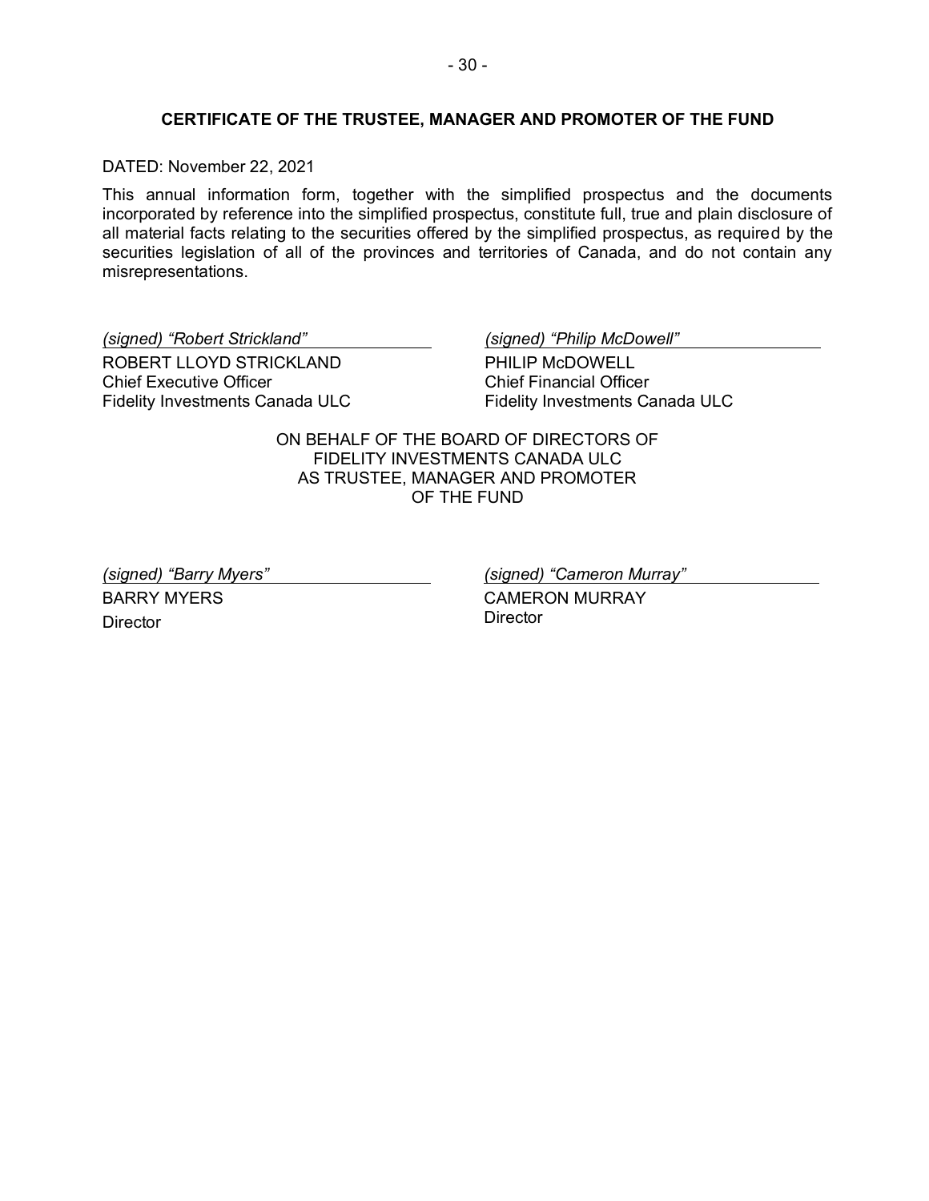## CERTIFICATE OF THE TRUSTEE, MANAGER AND PROMOTER OF THE FUND

DATED: November 22, 2021

This annual information form, together with the simplified prospectus and the documents incorporated by reference into the simplified prospectus, constitute full, true and plain disclosure of all material facts relating to the securities offered by the simplified prospectus, as required by the securities legislation of all of the provinces and territories of Canada, and do not contain any misrepresentations.

| | |
|---|---|
| *(signed) "Robert Strickland"* | *(signed) "Philip McDowell"* |
| ROBERT LLOYD STRICKLAND<br>Chief Executive Officer<br>Fidelity Investments Canada ULC | PHILIP McDOWELL<br>Chief Financial Officer<br>Fidelity Investments Canada ULC |

ON BEHALF OF THE BOARD OF DIRECTORS OF FIDELITY INVESTMENTS CANADA ULC AS TRUSTEE, MANAGER AND PROMOTER OF THE FUND

| | |
|---|---|
| *(signed) "Barry Myers"* | *(signed) "Cameron Murray"* |
| BARRY MYERS<br>Director | CAMERON MURRAY<br>Director |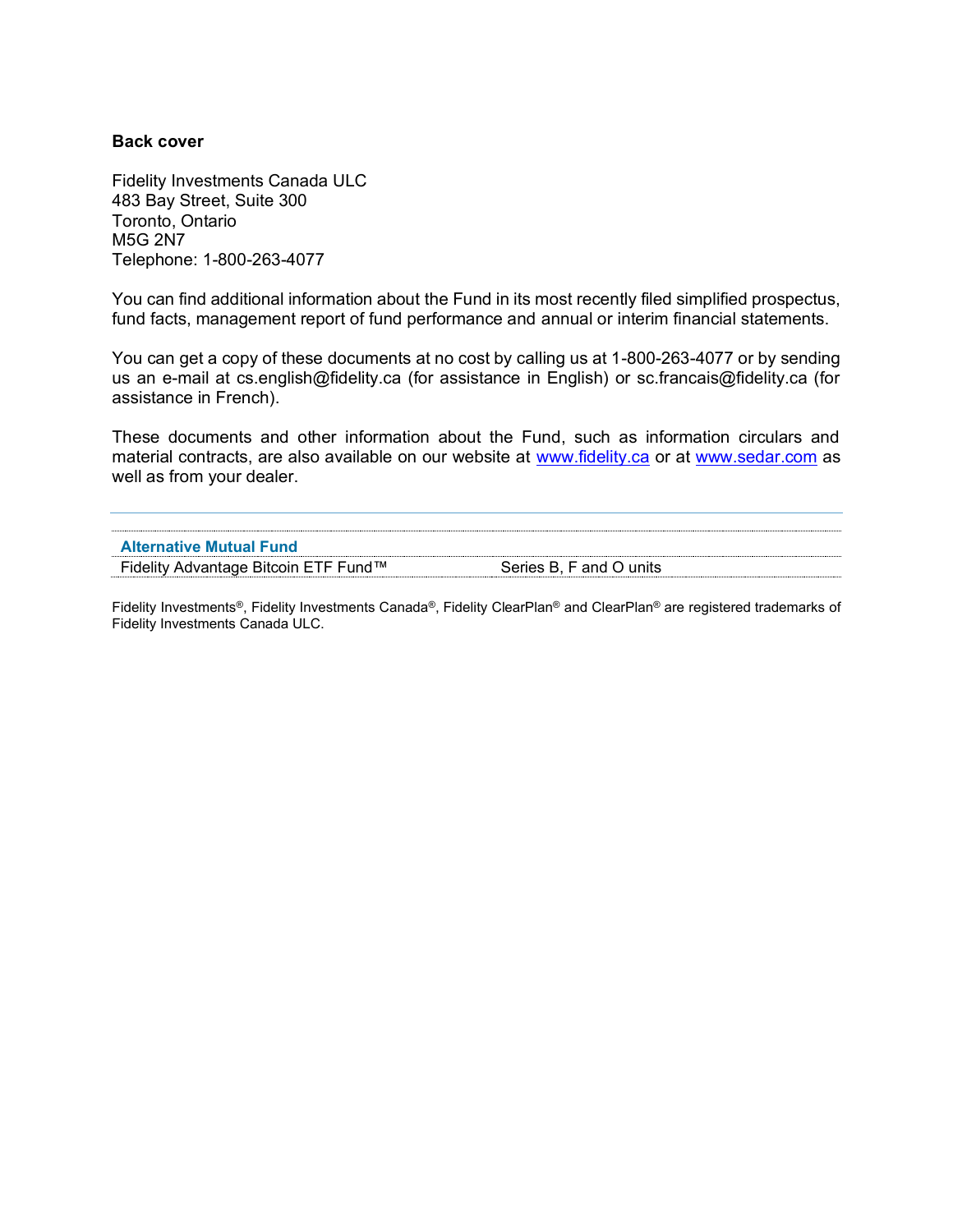**Back cover**

Fidelity Investments Canada ULC
483 Bay Street, Suite 300
Toronto, Ontario
M5G 2N7
Telephone: 1-800-263-4077

You can find additional information about the Fund in its most recently filed simplified prospectus, fund facts, management report of fund performance and annual or interim financial statements.

You can get a copy of these documents at no cost by calling us at 1-800-263-4077 or by sending us an e-mail at cs.english@fidelity.ca (for assistance in English) or sc.francais@fidelity.ca (for assistance in French).

These documents and other information about the Fund, such as information circulars and material contracts, are also available on our website at www.fidelity.ca or at www.sedar.com as well as from your dealer.

| **Alternative Mutual Fund** | |
|---|---|
| Fidelity Advantage Bitcoin ETF Fund™ | Series B, F and O units |

Fidelity Investments®, Fidelity Investments Canada®, Fidelity ClearPlan® and ClearPlan® are registered trademarks of Fidelity Investments Canada ULC.